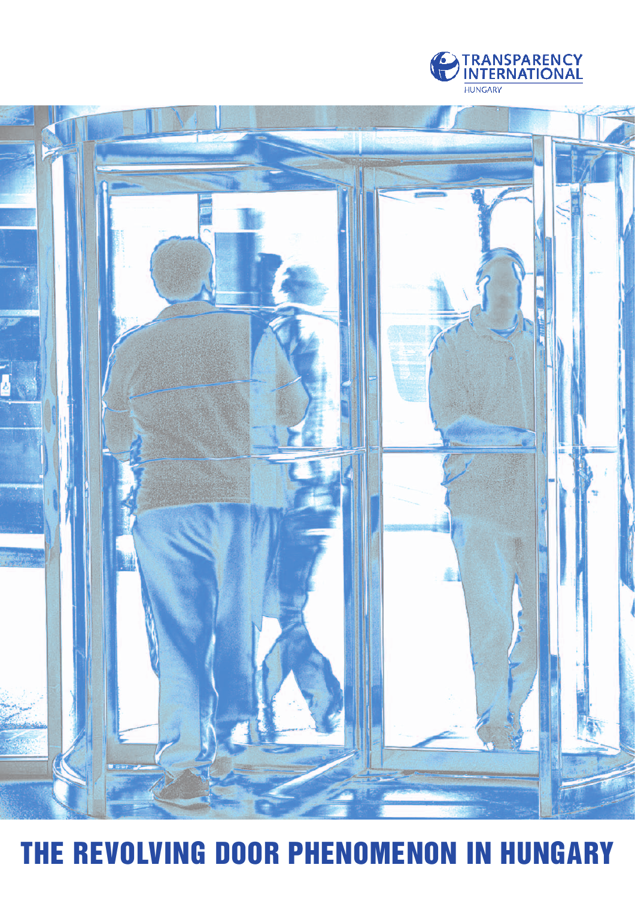TRANSPARENCY INTERNATIONAL

HUNGARY

# THE REVOLVING DOOR PHENOMENON IN HUNGARY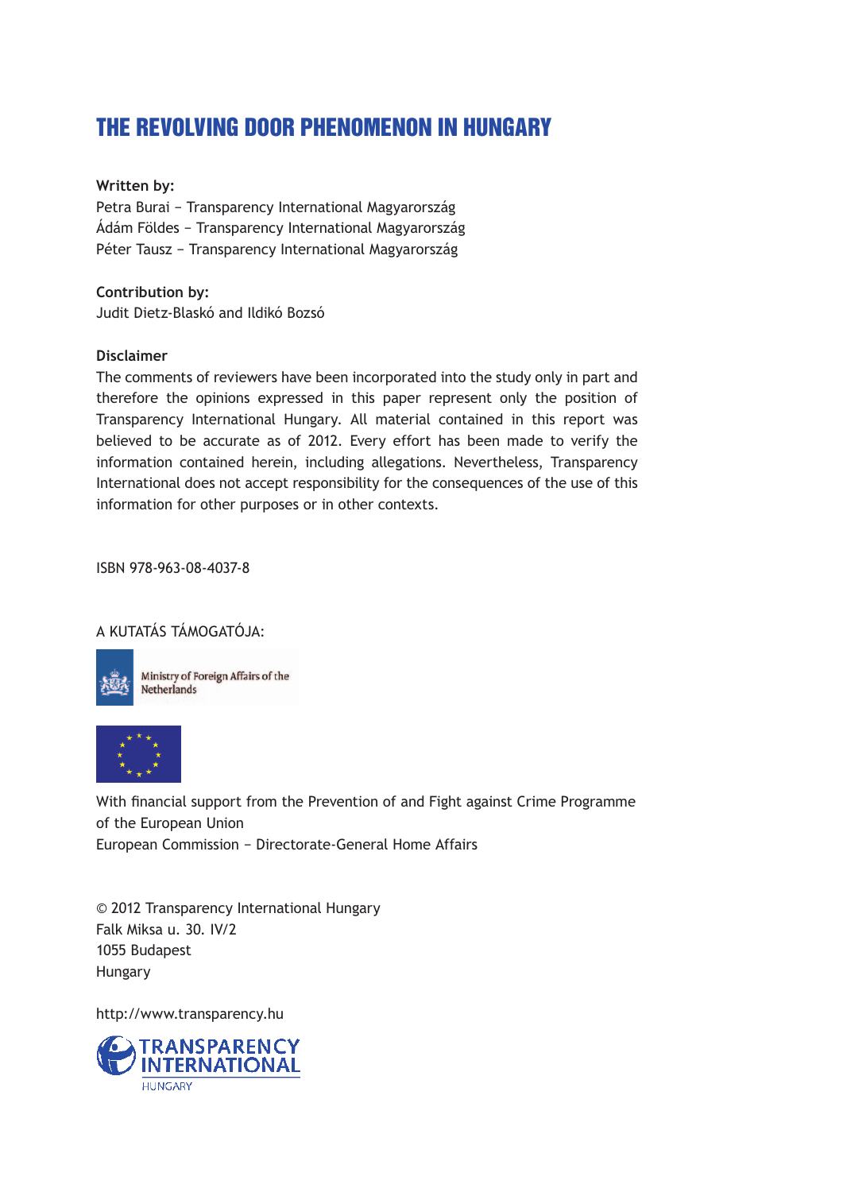# THE REVOLVING DOOR PHENOMENON IN HUNGARY

**Written by:**
Petra Burai – Transparency International Magyarország
Ádám Földes – Transparency International Magyarország
Péter Tausz – Transparency International Magyarország

**Contribution by:**
Judit Dietz-Blaskó and Ildikó Bozsó

**Disclaimer**
The comments of reviewers have been incorporated into the study only in part and therefore the opinions expressed in this paper represent only the position of Transparency International Hungary. All material contained in this report was believed to be accurate as of 2012. Every effort has been made to verify the information contained herein, including allegations. Nevertheless, Transparency International does not accept responsibility for the consequences of the use of this information for other purposes or in other contexts.

ISBN 978-963-08-4037-8

A KUTATÁS TÁMOGATÓJA:

Ministry of Foreign Affairs of the Netherlands

With financial support from the Prevention of and Fight against Crime Programme of the European Union
European Commission – Directorate-General Home Affairs

© 2012 Transparency International Hungary
Falk Miksa u. 30. IV/2
1055 Budapest
Hungary

http://www.transparency.hu

TRANSPARENCY INTERNATIONAL HUNGARY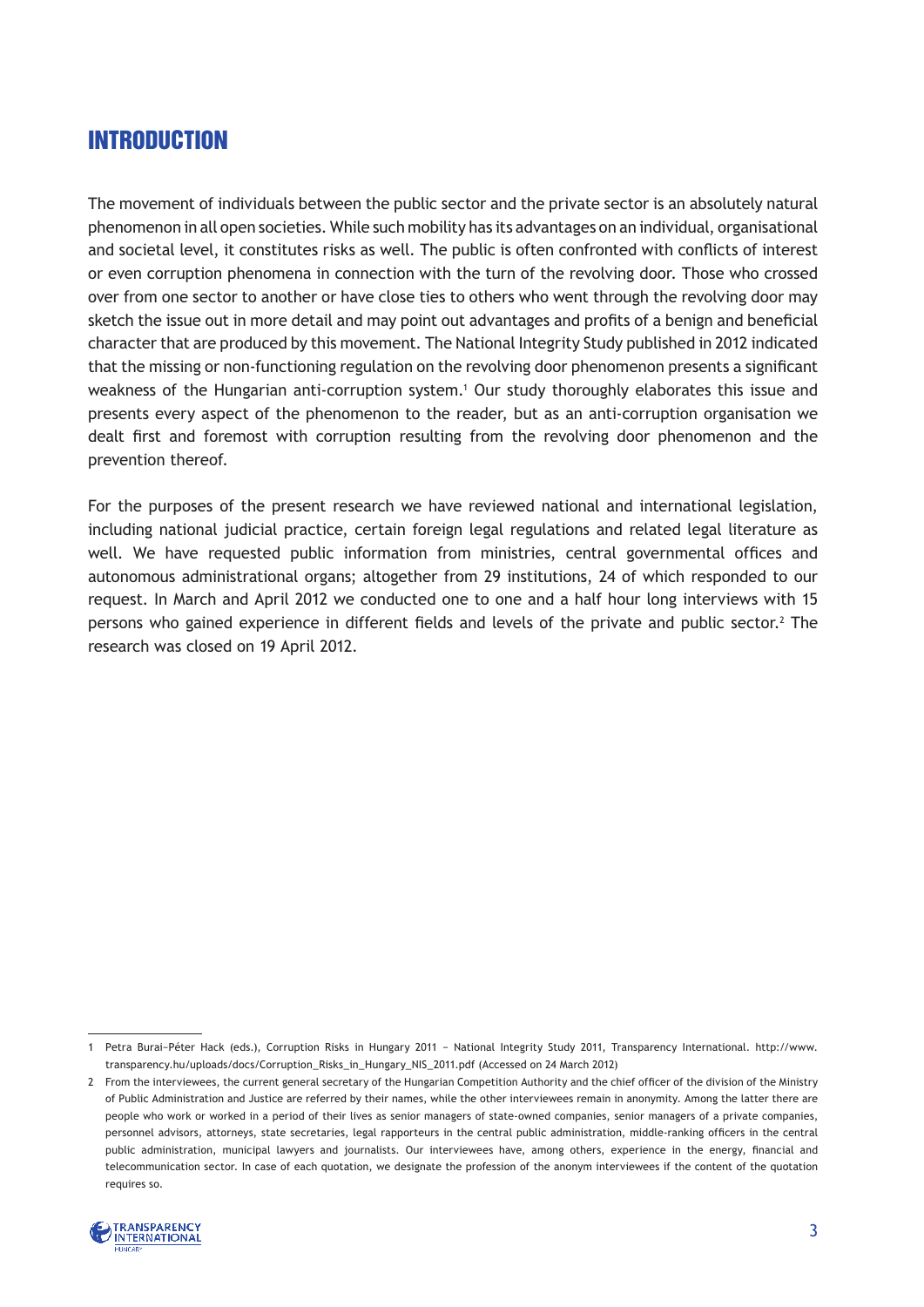# INTRODUCTION

The movement of individuals between the public sector and the private sector is an absolutely natural phenomenon in all open societies. While such mobility has its advantages on an individual, organisational and societal level, it constitutes risks as well. The public is often confronted with conflicts of interest or even corruption phenomena in connection with the turn of the revolving door. Those who crossed over from one sector to another or have close ties to others who went through the revolving door may sketch the issue out in more detail and may point out advantages and profits of a benign and beneficial character that are produced by this movement. The National Integrity Study published in 2012 indicated that the missing or non-functioning regulation on the revolving door phenomenon presents a significant weakness of the Hungarian anti-corruption system.[1] Our study thoroughly elaborates this issue and presents every aspect of the phenomenon to the reader, but as an anti-corruption organisation we dealt first and foremost with corruption resulting from the revolving door phenomenon and the prevention thereof.

For the purposes of the present research we have reviewed national and international legislation, including national judicial practice, certain foreign legal regulations and related legal literature as well. We have requested public information from ministries, central governmental offices and autonomous administrational organs; altogether from 29 institutions, 24 of which responded to our request. In March and April 2012 we conducted one to one and a half hour long interviews with 15 persons who gained experience in different fields and levels of the private and public sector.[2] The research was closed on 19 April 2012.

---

1 Petra Burai–Péter Hack (eds.), Corruption Risks in Hungary 2011 – National Integrity Study 2011, Transparency International. http://www.transparency.hu/uploads/docs/Corruption_Risks_in_Hungary_NIS_2011.pdf (Accessed on 24 March 2012)

2 From the interviewees, the current general secretary of the Hungarian Competition Authority and the chief officer of the division of the Ministry of Public Administration and Justice are referred by their names, while the other interviewees remain in anonymity. Among the latter there are people who work or worked in a period of their lives as senior managers of state-owned companies, senior managers of a private companies, personnel advisors, attorneys, state secretaries, legal rapporteurs in the central public administration, middle-ranking officers in the central public administration, municipal lawyers and journalists. Our interviewees have, among others, experience in the energy, financial and telecommunication sector. In case of each quotation, we designate the profession of the anonym interviewees if the content of the quotation requires so.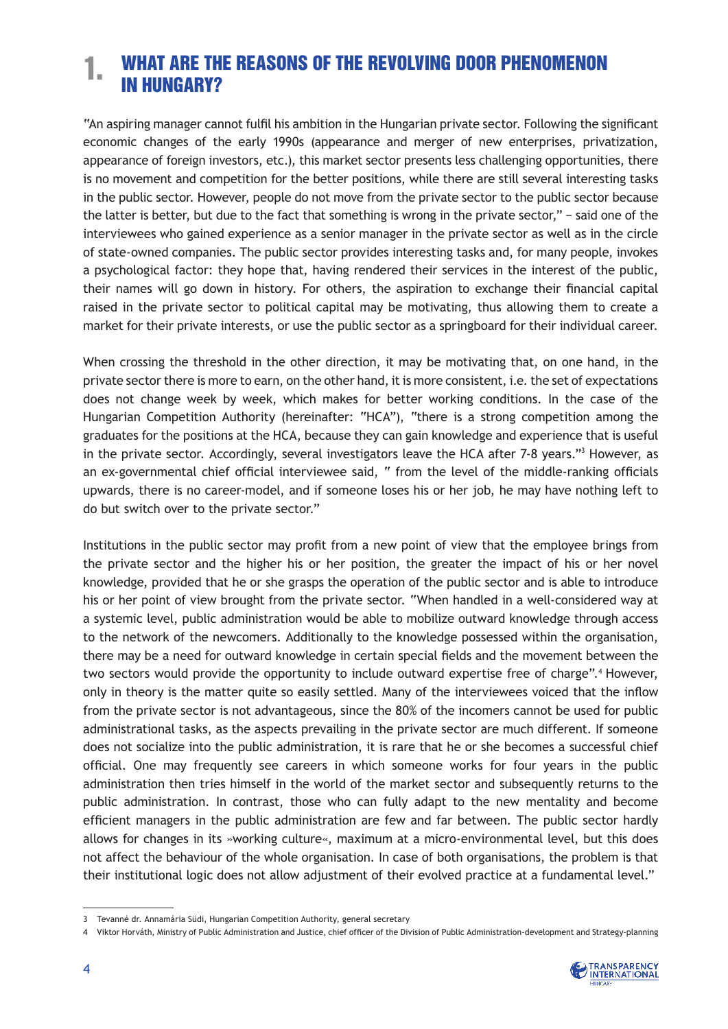# 1. WHAT ARE THE REASONS OF THE REVOLVING DOOR PHENOMENON IN HUNGARY?

"An aspiring manager cannot fulfil his ambition in the Hungarian private sector. Following the significant economic changes of the early 1990s (appearance and merger of new enterprises, privatization, appearance of foreign investors, etc.), this market sector presents less challenging opportunities, there is no movement and competition for the better positions, while there are still several interesting tasks in the public sector. However, people do not move from the private sector to the public sector because the latter is better, but due to the fact that something is wrong in the private sector," – said one of the interviewees who gained experience as a senior manager in the private sector as well as in the circle of state-owned companies. The public sector provides interesting tasks and, for many people, invokes a psychological factor: they hope that, having rendered their services in the interest of the public, their names will go down in history. For others, the aspiration to exchange their financial capital raised in the private sector to political capital may be motivating, thus allowing them to create a market for their private interests, or use the public sector as a springboard for their individual career.

When crossing the threshold in the other direction, it may be motivating that, on one hand, in the private sector there is more to earn, on the other hand, it is more consistent, i.e. the set of expectations does not change week by week, which makes for better working conditions. In the case of the Hungarian Competition Authority (hereinafter: "HCA"), "there is a strong competition among the graduates for the positions at the HCA, because they can gain knowledge and experience that is useful in the private sector. Accordingly, several investigators leave the HCA after 7-8 years."[3] However, as an ex-governmental chief official interviewee said, " from the level of the middle-ranking officials upwards, there is no career-model, and if someone loses his or her job, he may have nothing left to do but switch over to the private sector."

Institutions in the public sector may profit from a new point of view that the employee brings from the private sector and the higher his or her position, the greater the impact of his or her novel knowledge, provided that he or she grasps the operation of the public sector and is able to introduce his or her point of view brought from the private sector. "When handled in a well-considered way at a systemic level, public administration would be able to mobilize outward knowledge through access to the network of the newcomers. Additionally to the knowledge possessed within the organisation, there may be a need for outward knowledge in certain special fields and the movement between the two sectors would provide the opportunity to include outward expertise free of charge".[4] However, only in theory is the matter quite so easily settled. Many of the interviewees voiced that the inflow from the private sector is not advantageous, since the 80% of the incomers cannot be used for public administrational tasks, as the aspects prevailing in the private sector are much different. If someone does not socialize into the public administration, it is rare that he or she becomes a successful chief official. One may frequently see careers in which someone works for four years in the public administration then tries himself in the world of the market sector and subsequently returns to the public administration. In contrast, those who can fully adapt to the new mentality and become efficient managers in the public administration are few and far between. The public sector hardly allows for changes in its »working culture«, maximum at a micro-environmental level, but this does not affect the behaviour of the whole organisation. In case of both organisations, the problem is that their institutional logic does not allow adjustment of their evolved practice at a fundamental level."

---

3 Tevanné dr. Annamária Südi, Hungarian Competition Authority, general secretary

4 Viktor Horváth, Ministry of Public Administration and Justice, chief officer of the Division of Public Administration-development and Strategy-planning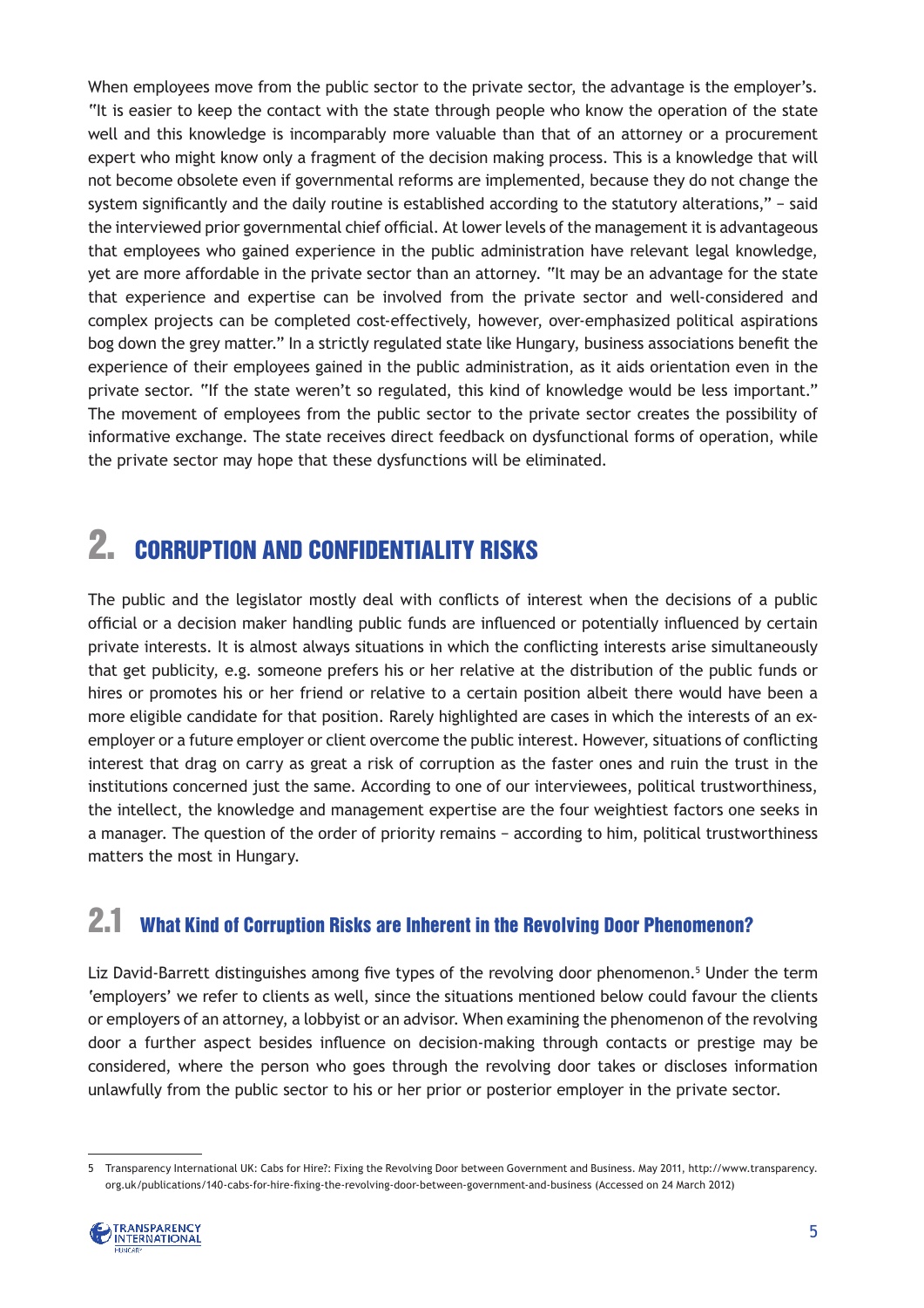When employees move from the public sector to the private sector, the advantage is the employer's. "It is easier to keep the contact with the state through people who know the operation of the state well and this knowledge is incomparably more valuable than that of an attorney or a procurement expert who might know only a fragment of the decision making process. This is a knowledge that will not become obsolete even if governmental reforms are implemented, because they do not change the system significantly and the daily routine is established according to the statutory alterations," – said the interviewed prior governmental chief official. At lower levels of the management it is advantageous that employees who gained experience in the public administration have relevant legal knowledge, yet are more affordable in the private sector than an attorney. "It may be an advantage for the state that experience and expertise can be involved from the private sector and well-considered and complex projects can be completed cost-effectively, however, over-emphasized political aspirations bog down the grey matter." In a strictly regulated state like Hungary, business associations benefit the experience of their employees gained in the public administration, as it aids orientation even in the private sector. "If the state weren't so regulated, this kind of knowledge would be less important." The movement of employees from the public sector to the private sector creates the possibility of informative exchange. The state receives direct feedback on dysfunctional forms of operation, while the private sector may hope that these dysfunctions will be eliminated.

# 2. CORRUPTION AND CONFIDENTIALITY RISKS

The public and the legislator mostly deal with conflicts of interest when the decisions of a public official or a decision maker handling public funds are influenced or potentially influenced by certain private interests. It is almost always situations in which the conflicting interests arise simultaneously that get publicity, e.g. someone prefers his or her relative at the distribution of the public funds or hires or promotes his or her friend or relative to a certain position albeit there would have been a more eligible candidate for that position. Rarely highlighted are cases in which the interests of an ex-employer or a future employer or client overcome the public interest. However, situations of conflicting interest that drag on carry as great a risk of corruption as the faster ones and ruin the trust in the institutions concerned just the same. According to one of our interviewees, political trustworthiness, the intellect, the knowledge and management expertise are the four weightiest factors one seeks in a manager. The question of the order of priority remains – according to him, political trustworthiness matters the most in Hungary.

## 2.1 What Kind of Corruption Risks are Inherent in the Revolving Door Phenomenon?

Liz David-Barrett distinguishes among five types of the revolving door phenomenon.[5] Under the term 'employers' we refer to clients as well, since the situations mentioned below could favour the clients or employers of an attorney, a lobbyist or an advisor. When examining the phenomenon of the revolving door a further aspect besides influence on decision-making through contacts or prestige may be considered, where the person who goes through the revolving door takes or discloses information unlawfully from the public sector to his or her prior or posterior employer in the private sector.

[5] Transparency International UK: Cabs for Hire?: Fixing the Revolving Door between Government and Business. May 2011, http://www.transparency.org.uk/publications/140-cabs-for-hire-fixing-the-revolving-door-between-government-and-business (Accessed on 24 March 2012)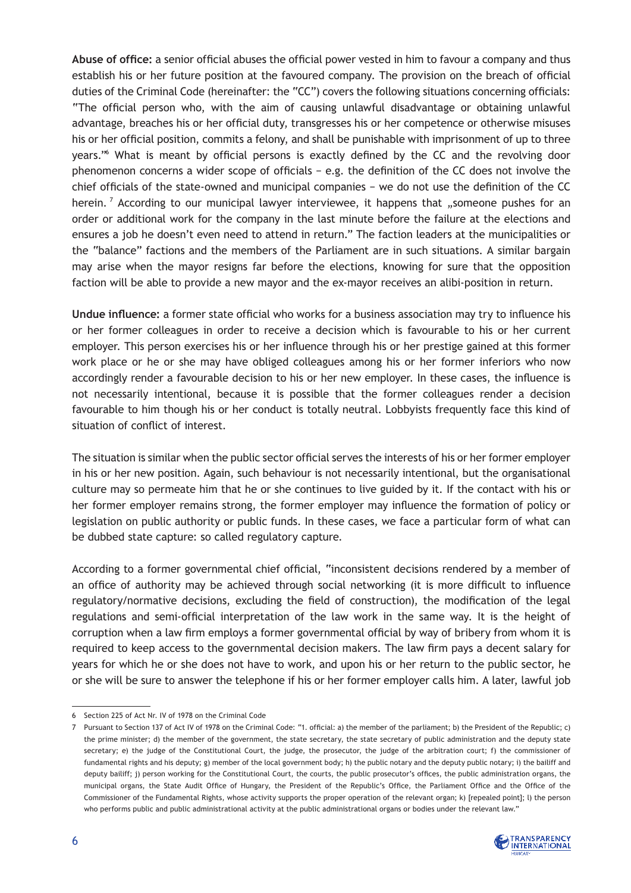**Abuse of office:** a senior official abuses the official power vested in him to favour a company and thus establish his or her future position at the favoured company. The provision on the breach of official duties of the Criminal Code (hereinafter: the "CC") covers the following situations concerning officials: "The official person who, with the aim of causing unlawful disadvantage or obtaining unlawful advantage, breaches his or her official duty, transgresses his or her competence or otherwise misuses his or her official position, commits a felony, and shall be punishable with imprisonment of up to three years."[6] What is meant by official persons is exactly defined by the CC and the revolving door phenomenon concerns a wider scope of officials − e.g. the definition of the CC does not involve the chief officials of the state-owned and municipal companies − we do not use the definition of the CC herein. [7] According to our municipal lawyer interviewee, it happens that „someone pushes for an order or additional work for the company in the last minute before the failure at the elections and ensures a job he doesn't even need to attend in return." The faction leaders at the municipalities or the "balance" factions and the members of the Parliament are in such situations. A similar bargain may arise when the mayor resigns far before the elections, knowing for sure that the opposition faction will be able to provide a new mayor and the ex-mayor receives an alibi-position in return.

**Undue influence:** a former state official who works for a business association may try to influence his or her former colleagues in order to receive a decision which is favourable to his or her current employer. This person exercises his or her influence through his or her prestige gained at this former work place or he or she may have obliged colleagues among his or her former inferiors who now accordingly render a favourable decision to his or her new employer. In these cases, the influence is not necessarily intentional, because it is possible that the former colleagues render a decision favourable to him though his or her conduct is totally neutral. Lobbyists frequently face this kind of situation of conflict of interest.

The situation is similar when the public sector official serves the interests of his or her former employer in his or her new position. Again, such behaviour is not necessarily intentional, but the organisational culture may so permeate him that he or she continues to live guided by it. If the contact with his or her former employer remains strong, the former employer may influence the formation of policy or legislation on public authority or public funds. In these cases, we face a particular form of what can be dubbed state capture: so called regulatory capture.

According to a former governmental chief official, "inconsistent decisions rendered by a member of an office of authority may be achieved through social networking (it is more difficult to influence regulatory/normative decisions, excluding the field of construction), the modification of the legal regulations and semi-official interpretation of the law work in the same way. It is the height of corruption when a law firm employs a former governmental official by way of bribery from whom it is required to keep access to the governmental decision makers. The law firm pays a decent salary for years for which he or she does not have to work, and upon his or her return to the public sector, he or she will be sure to answer the telephone if his or her former employer calls him. A later, lawful job

---

6 Section 225 of Act Nr. IV of 1978 on the Criminal Code

7 Pursuant to Section 137 of Act IV of 1978 on the Criminal Code: "1. official: a) the member of the parliament; b) the President of the Republic; c) the prime minister; d) the member of the government, the state secretary, the state secretary of public administration and the deputy state secretary; e) the judge of the Constitutional Court, the judge, the prosecutor, the judge of the arbitration court; f) the commissioner of fundamental rights and his deputy; g) member of the local government body; h) the public notary and the deputy public notary; i) the bailiff and deputy bailiff; j) person working for the Constitutional Court, the courts, the public prosecutor's offices, the public administration organs, the municipal organs, the State Audit Office of Hungary, the President of the Republic's Office, the Parliament Office and the Office of the Commissioner of the Fundamental Rights, whose activity supports the proper operation of the relevant organ; k) [repealed point]; l) the person who performs public and public administrational activity at the public administrational organs or bodies under the relevant law."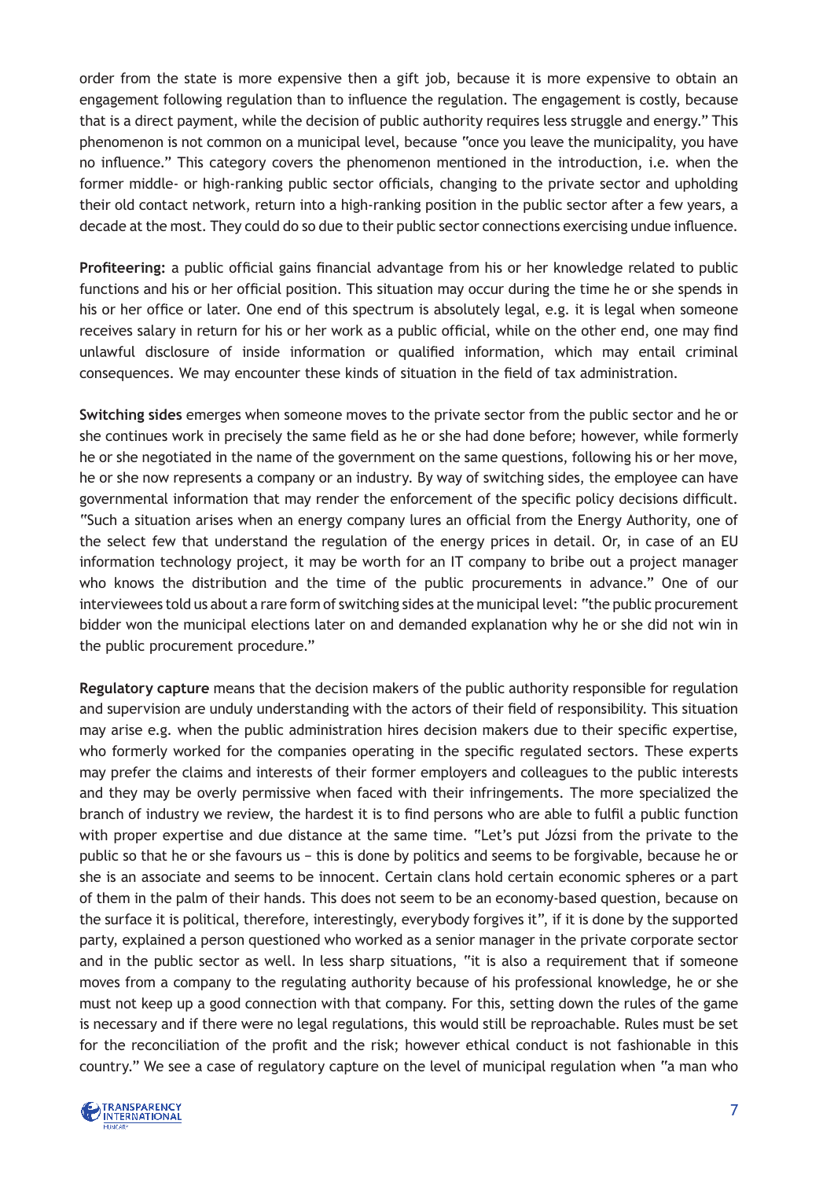order from the state is more expensive then a gift job, because it is more expensive to obtain an engagement following regulation than to influence the regulation. The engagement is costly, because that is a direct payment, while the decision of public authority requires less struggle and energy." This phenomenon is not common on a municipal level, because "once you leave the municipality, you have no influence." This category covers the phenomenon mentioned in the introduction, i.e. when the former middle- or high-ranking public sector officials, changing to the private sector and upholding their old contact network, return into a high-ranking position in the public sector after a few years, a decade at the most. They could do so due to their public sector connections exercising undue influence.

**Profiteering:** a public official gains financial advantage from his or her knowledge related to public functions and his or her official position. This situation may occur during the time he or she spends in his or her office or later. One end of this spectrum is absolutely legal, e.g. it is legal when someone receives salary in return for his or her work as a public official, while on the other end, one may find unlawful disclosure of inside information or qualified information, which may entail criminal consequences. We may encounter these kinds of situation in the field of tax administration.

**Switching sides** emerges when someone moves to the private sector from the public sector and he or she continues work in precisely the same field as he or she had done before; however, while formerly he or she negotiated in the name of the government on the same questions, following his or her move, he or she now represents a company or an industry. By way of switching sides, the employee can have governmental information that may render the enforcement of the specific policy decisions difficult. "Such a situation arises when an energy company lures an official from the Energy Authority, one of the select few that understand the regulation of the energy prices in detail. Or, in case of an EU information technology project, it may be worth for an IT company to bribe out a project manager who knows the distribution and the time of the public procurements in advance." One of our interviewees told us about a rare form of switching sides at the municipal level: "the public procurement bidder won the municipal elections later on and demanded explanation why he or she did not win in the public procurement procedure."

**Regulatory capture** means that the decision makers of the public authority responsible for regulation and supervision are unduly understanding with the actors of their field of responsibility. This situation may arise e.g. when the public administration hires decision makers due to their specific expertise, who formerly worked for the companies operating in the specific regulated sectors. These experts may prefer the claims and interests of their former employers and colleagues to the public interests and they may be overly permissive when faced with their infringements. The more specialized the branch of industry we review, the hardest it is to find persons who are able to fulfil a public function with proper expertise and due distance at the same time. "Let's put Józsi from the private to the public so that he or she favours us − this is done by politics and seems to be forgivable, because he or she is an associate and seems to be innocent. Certain clans hold certain economic spheres or a part of them in the palm of their hands. This does not seem to be an economy-based question, because on the surface it is political, therefore, interestingly, everybody forgives it", if it is done by the supported party, explained a person questioned who worked as a senior manager in the private corporate sector and in the public sector as well. In less sharp situations, "it is also a requirement that if someone moves from a company to the regulating authority because of his professional knowledge, he or she must not keep up a good connection with that company. For this, setting down the rules of the game is necessary and if there were no legal regulations, this would still be reproachable. Rules must be set for the reconciliation of the profit and the risk; however ethical conduct is not fashionable in this country." We see a case of regulatory capture on the level of municipal regulation when "a man who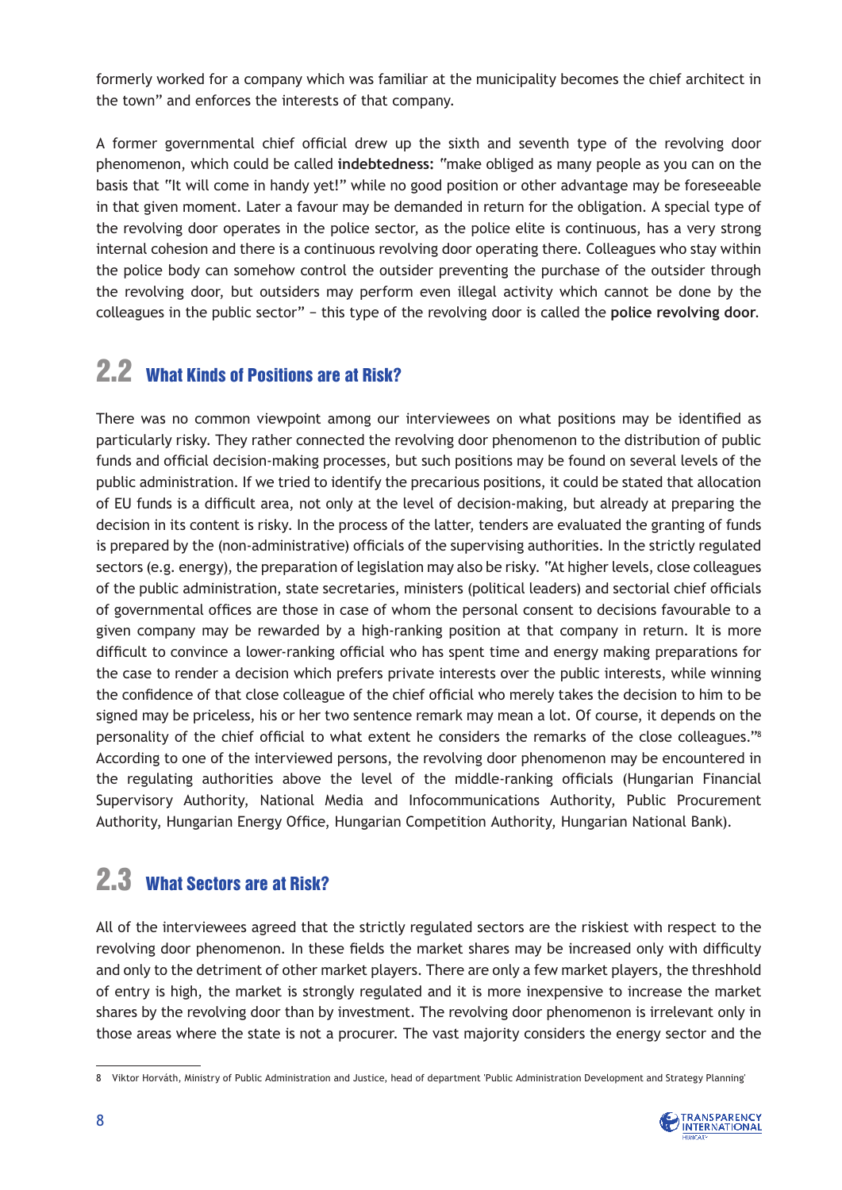formerly worked for a company which was familiar at the municipality becomes the chief architect in the town" and enforces the interests of that company.

A former governmental chief official drew up the sixth and seventh type of the revolving door phenomenon, which could be called **indebtedness:** "make obliged as many people as you can on the basis that "It will come in handy yet!" while no good position or other advantage may be foreseeable in that given moment. Later a favour may be demanded in return for the obligation. A special type of the revolving door operates in the police sector, as the police elite is continuous, has a very strong internal cohesion and there is a continuous revolving door operating there. Colleagues who stay within the police body can somehow control the outsider preventing the purchase of the outsider through the revolving door, but outsiders may perform even illegal activity which cannot be done by the colleagues in the public sector" – this type of the revolving door is called the **police revolving door**.

## 2.2 What Kinds of Positions are at Risk?

There was no common viewpoint among our interviewees on what positions may be identified as particularly risky. They rather connected the revolving door phenomenon to the distribution of public funds and official decision-making processes, but such positions may be found on several levels of the public administration. If we tried to identify the precarious positions, it could be stated that allocation of EU funds is a difficult area, not only at the level of decision-making, but already at preparing the decision in its content is risky. In the process of the latter, tenders are evaluated the granting of funds is prepared by the (non-administrative) officials of the supervising authorities. In the strictly regulated sectors (e.g. energy), the preparation of legislation may also be risky. "At higher levels, close colleagues of the public administration, state secretaries, ministers (political leaders) and sectorial chief officials of governmental offices are those in case of whom the personal consent to decisions favourable to a given company may be rewarded by a high-ranking position at that company in return. It is more difficult to convince a lower-ranking official who has spent time and energy making preparations for the case to render a decision which prefers private interests over the public interests, while winning the confidence of that close colleague of the chief official who merely takes the decision to him to be signed may be priceless, his or her two sentence remark may mean a lot. Of course, it depends on the personality of the chief official to what extent he considers the remarks of the close colleagues."[8] According to one of the interviewed persons, the revolving door phenomenon may be encountered in the regulating authorities above the level of the middle-ranking officials (Hungarian Financial Supervisory Authority, National Media and Infocommunications Authority, Public Procurement Authority, Hungarian Energy Office, Hungarian Competition Authority, Hungarian National Bank).

## 2.3 What Sectors are at Risk?

All of the interviewees agreed that the strictly regulated sectors are the riskiest with respect to the revolving door phenomenon. In these fields the market shares may be increased only with difficulty and only to the detriment of other market players. There are only a few market players, the threshhold of entry is high, the market is strongly regulated and it is more inexpensive to increase the market shares by the revolving door than by investment. The revolving door phenomenon is irrelevant only in those areas where the state is not a procurer. The vast majority considers the energy sector and the

---

8 Viktor Horváth, Ministry of Public Administration and Justice, head of department 'Public Administration Development and Strategy Planning'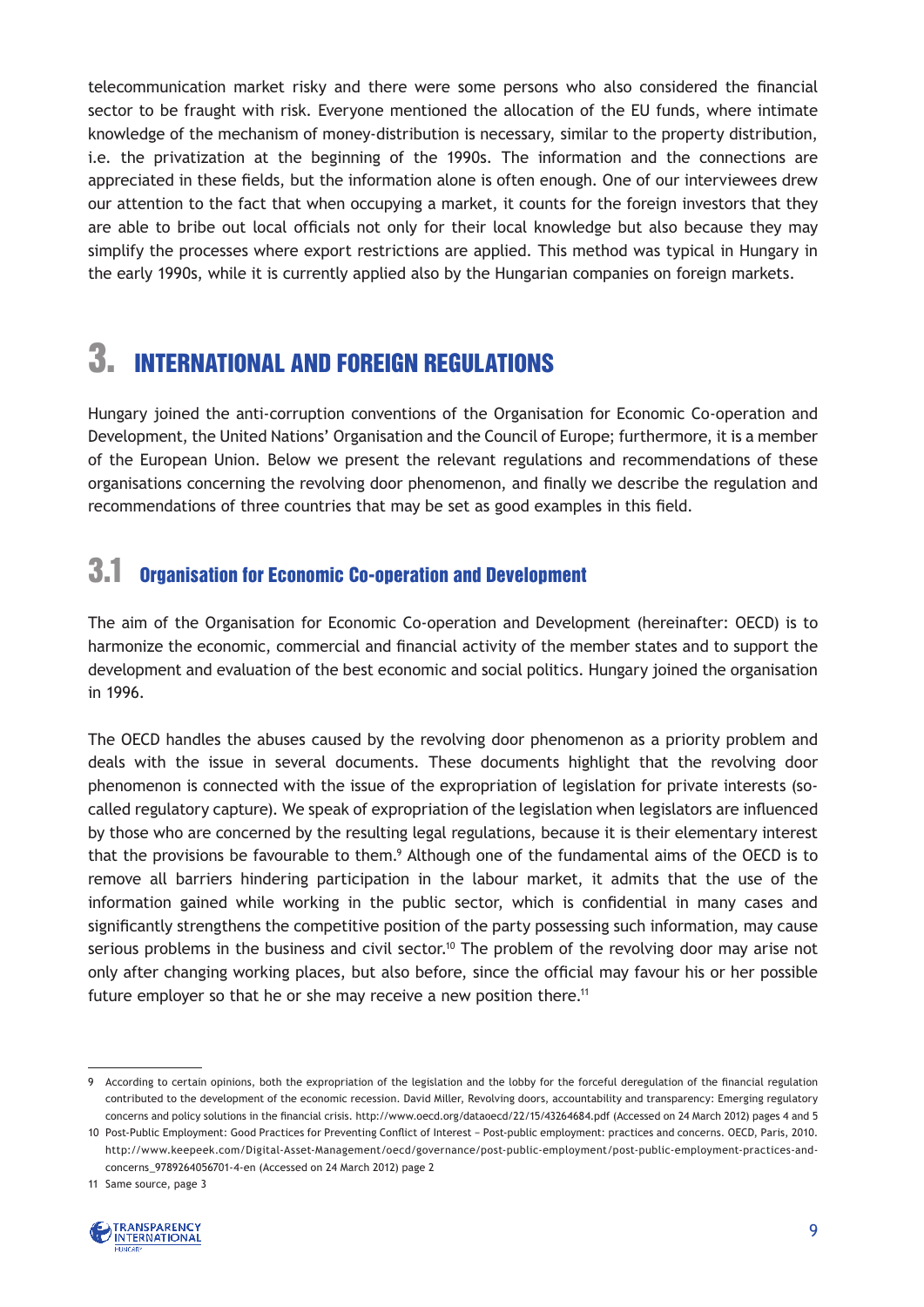telecommunication market risky and there were some persons who also considered the financial sector to be fraught with risk. Everyone mentioned the allocation of the EU funds, where intimate knowledge of the mechanism of money-distribution is necessary, similar to the property distribution, i.e. the privatization at the beginning of the 1990s. The information and the connections are appreciated in these fields, but the information alone is often enough. One of our interviewees drew our attention to the fact that when occupying a market, it counts for the foreign investors that they are able to bribe out local officials not only for their local knowledge but also because they may simplify the processes where export restrictions are applied. This method was typical in Hungary in the early 1990s, while it is currently applied also by the Hungarian companies on foreign markets.

# 3. INTERNATIONAL AND FOREIGN REGULATIONS

Hungary joined the anti-corruption conventions of the Organisation for Economic Co-operation and Development, the United Nations' Organisation and the Council of Europe; furthermore, it is a member of the European Union. Below we present the relevant regulations and recommendations of these organisations concerning the revolving door phenomenon, and finally we describe the regulation and recommendations of three countries that may be set as good examples in this field.

## 3.1 Organisation for Economic Co-operation and Development

The aim of the Organisation for Economic Co-operation and Development (hereinafter: OECD) is to harmonize the economic, commercial and financial activity of the member states and to support the development and evaluation of the best economic and social politics. Hungary joined the organisation in 1996.

The OECD handles the abuses caused by the revolving door phenomenon as a priority problem and deals with the issue in several documents. These documents highlight that the revolving door phenomenon is connected with the issue of the expropriation of legislation for private interests (so-called regulatory capture). We speak of expropriation of the legislation when legislators are influenced by those who are concerned by the resulting legal regulations, because it is their elementary interest that the provisions be favourable to them.[9] Although one of the fundamental aims of the OECD is to remove all barriers hindering participation in the labour market, it admits that the use of the information gained while working in the public sector, which is confidential in many cases and significantly strengthens the competitive position of the party possessing such information, may cause serious problems in the business and civil sector.[10] The problem of the revolving door may arise not only after changing working places, but also before, since the official may favour his or her possible future employer so that he or she may receive a new position there.[11]

---

9 According to certain opinions, both the expropriation of the legislation and the lobby for the forceful deregulation of the financial regulation contributed to the development of the economic recession. David Miller, Revolving doors, accountability and transparency: Emerging regulatory concerns and policy solutions in the financial crisis. http://www.oecd.org/dataoecd/22/15/43264684.pdf (Accessed on 24 March 2012) pages 4 and 5

10 Post-Public Employment: Good Practices for Preventing Conflict of Interest – Post-public employment: practices and concerns. OECD, Paris, 2010. http://www.keepeek.com/Digital-Asset-Management/oecd/governance/post-public-employment/post-public-employment-practices-and-concerns_9789264056701-4-en (Accessed on 24 March 2012) page 2

11 Same source, page 3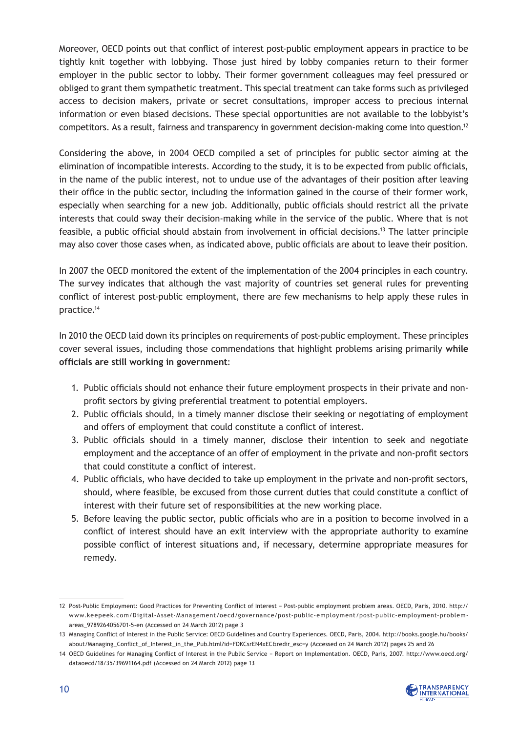Moreover, OECD points out that conflict of interest post-public employment appears in practice to be tightly knit together with lobbying. Those just hired by lobby companies return to their former employer in the public sector to lobby. Their former government colleagues may feel pressured or obliged to grant them sympathetic treatment. This special treatment can take forms such as privileged access to decision makers, private or secret consultations, improper access to precious internal information or even biased decisions. These special opportunities are not available to the lobbyist's competitors. As a result, fairness and transparency in government decision-making come into question.[12]

Considering the above, in 2004 OECD compiled a set of principles for public sector aiming at the elimination of incompatible interests. According to the study, it is to be expected from public officials, in the name of the public interest, not to undue use of the advantages of their position after leaving their office in the public sector, including the information gained in the course of their former work, especially when searching for a new job. Additionally, public officials should restrict all the private interests that could sway their decision-making while in the service of the public. Where that is not feasible, a public official should abstain from involvement in official decisions.[13] The latter principle may also cover those cases when, as indicated above, public officials are about to leave their position.

In 2007 the OECD monitored the extent of the implementation of the 2004 principles in each country. The survey indicates that although the vast majority of countries set general rules for preventing conflict of interest post-public employment, there are few mechanisms to help apply these rules in practice.[14]

In 2010 the OECD laid down its principles on requirements of post-public employment. These principles cover several issues, including those commendations that highlight problems arising primarily **while officials are still working in government**:

1. Public officials should not enhance their future employment prospects in their private and non-profit sectors by giving preferential treatment to potential employers.
2. Public officials should, in a timely manner disclose their seeking or negotiating of employment and offers of employment that could constitute a conflict of interest.
3. Public officials should in a timely manner, disclose their intention to seek and negotiate employment and the acceptance of an offer of employment in the private and non-profit sectors that could constitute a conflict of interest.
4. Public officials, who have decided to take up employment in the private and non-profit sectors, should, where feasible, be excused from those current duties that could constitute a conflict of interest with their future set of responsibilities at the new working place.
5. Before leaving the public sector, public officials who are in a position to become involved in a conflict of interest should have an exit interview with the appropriate authority to examine possible conflict of interest situations and, if necessary, determine appropriate measures for remedy.

---

12 Post-Public Employment: Good Practices for Preventing Conflict of Interest – Post-public employment problem areas. OECD, Paris, 2010. http://www.keepeek.com/Digital-Asset-Management/oecd/governance/post-public-employment/post-public-employment-problem-areas_9789264056701-5-en (Accessed on 24 March 2012) page 3

13 Managing Conflict of Interest in the Public Service: OECD Guidelines and Country Experiences. OECD, Paris, 2004. http://books.google.hu/books/about/Managing_Conflict_of_Interest_in_the_Pub.html?id=FDKCsrEN4xEC&redir_esc=y (Accessed on 24 March 2012) pages 25 and 26

14 OECD Guidelines for Managing Conflict of Interest in the Public Service – Report on Implementation. OECD, Paris, 2007. http://www.oecd.org/dataoecd/18/35/39691164.pdf (Accessed on 24 March 2012) page 13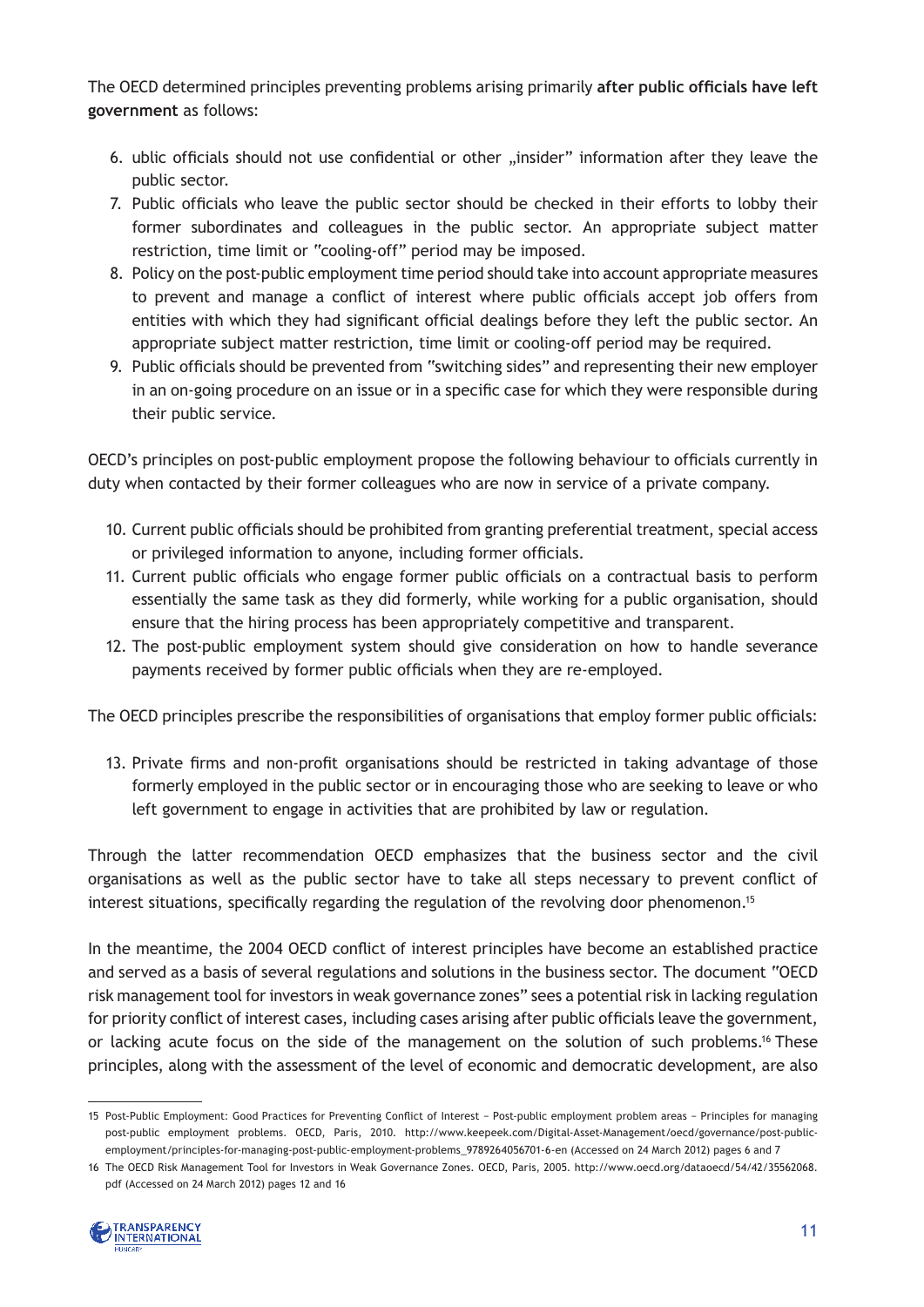The OECD determined principles preventing problems arising primarily **after public officials have left government** as follows:

6. ublic officials should not use confidential or other „insider" information after they leave the public sector.
7. Public officials who leave the public sector should be checked in their efforts to lobby their former subordinates and colleagues in the public sector. An appropriate subject matter restriction, time limit or "cooling-off" period may be imposed.
8. Policy on the post-public employment time period should take into account appropriate measures to prevent and manage a conflict of interest where public officials accept job offers from entities with which they had significant official dealings before they left the public sector. An appropriate subject matter restriction, time limit or cooling-off period may be required.
9. Public officials should be prevented from "switching sides" and representing their new employer in an on-going procedure on an issue or in a specific case for which they were responsible during their public service.

OECD's principles on post-public employment propose the following behaviour to officials currently in duty when contacted by their former colleagues who are now in service of a private company.

10. Current public officials should be prohibited from granting preferential treatment, special access or privileged information to anyone, including former officials.
11. Current public officials who engage former public officials on a contractual basis to perform essentially the same task as they did formerly, while working for a public organisation, should ensure that the hiring process has been appropriately competitive and transparent.
12. The post-public employment system should give consideration on how to handle severance payments received by former public officials when they are re-employed.

The OECD principles prescribe the responsibilities of organisations that employ former public officials:

13. Private firms and non-profit organisations should be restricted in taking advantage of those formerly employed in the public sector or in encouraging those who are seeking to leave or who left government to engage in activities that are prohibited by law or regulation.

Through the latter recommendation OECD emphasizes that the business sector and the civil organisations as well as the public sector have to take all steps necessary to prevent conflict of interest situations, specifically regarding the regulation of the revolving door phenomenon.[15]

In the meantime, the 2004 OECD conflict of interest principles have become an established practice and served as a basis of several regulations and solutions in the business sector. The document "OECD risk management tool for investors in weak governance zones" sees a potential risk in lacking regulation for priority conflict of interest cases, including cases arising after public officials leave the government, or lacking acute focus on the side of the management on the solution of such problems.[16] These principles, along with the assessment of the level of economic and democratic development, are also

---

15 Post-Public Employment: Good Practices for Preventing Conflict of Interest – Post-public employment problem areas – Principles for managing post-public employment problems. OECD, Paris, 2010. http://www.keepeek.com/Digital-Asset-Management/oecd/governance/post-public-employment/principles-for-managing-post-public-employment-problems_9789264056701-6-en (Accessed on 24 March 2012) pages 6 and 7

16 The OECD Risk Management Tool for Investors in Weak Governance Zones. OECD, Paris, 2005. http://www.oecd.org/dataoecd/54/42/35562068.pdf (Accessed on 24 March 2012) pages 12 and 16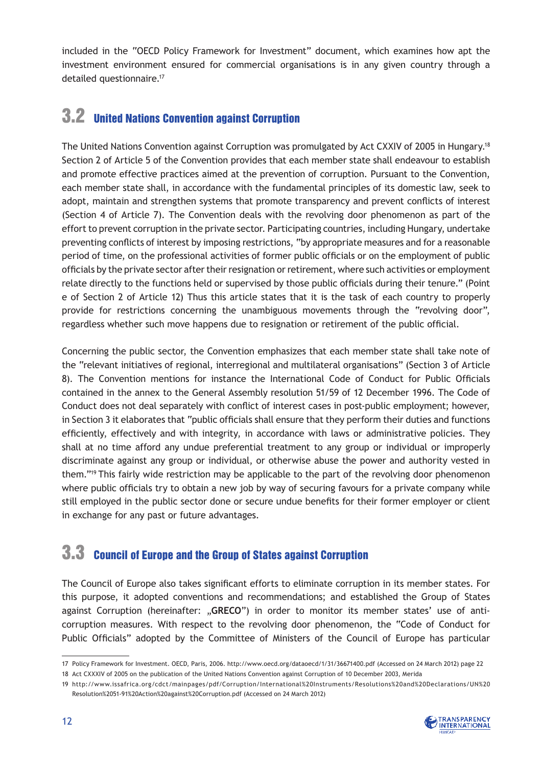included in the "OECD Policy Framework for Investment" document, which examines how apt the investment environment ensured for commercial organisations is in any given country through a detailed questionnaire.[17]

## 3.2 United Nations Convention against Corruption

The United Nations Convention against Corruption was promulgated by Act CXXIV of 2005 in Hungary.[18] Section 2 of Article 5 of the Convention provides that each member state shall endeavour to establish and promote effective practices aimed at the prevention of corruption. Pursuant to the Convention, each member state shall, in accordance with the fundamental principles of its domestic law, seek to adopt, maintain and strengthen systems that promote transparency and prevent conflicts of interest (Section 4 of Article 7). The Convention deals with the revolving door phenomenon as part of the effort to prevent corruption in the private sector. Participating countries, including Hungary, undertake preventing conflicts of interest by imposing restrictions, "by appropriate measures and for a reasonable period of time, on the professional activities of former public officials or on the employment of public officials by the private sector after their resignation or retirement, where such activities or employment relate directly to the functions held or supervised by those public officials during their tenure." (Point e of Section 2 of Article 12) Thus this article states that it is the task of each country to properly provide for restrictions concerning the unambiguous movements through the "revolving door", regardless whether such move happens due to resignation or retirement of the public official.

Concerning the public sector, the Convention emphasizes that each member state shall take note of the "relevant initiatives of regional, interregional and multilateral organisations" (Section 3 of Article 8). The Convention mentions for instance the International Code of Conduct for Public Officials contained in the annex to the General Assembly resolution 51/59 of 12 December 1996. The Code of Conduct does not deal separately with conflict of interest cases in post-public employment; however, in Section 3 it elaborates that "public officials shall ensure that they perform their duties and functions efficiently, effectively and with integrity, in accordance with laws or administrative policies. They shall at no time afford any undue preferential treatment to any group or individual or improperly discriminate against any group or individual, or otherwise abuse the power and authority vested in them."[19] This fairly wide restriction may be applicable to the part of the revolving door phenomenon where public officials try to obtain a new job by way of securing favours for a private company while still employed in the public sector done or secure undue benefits for their former employer or client in exchange for any past or future advantages.

## 3.3 Council of Europe and the Group of States against Corruption

The Council of Europe also takes significant efforts to eliminate corruption in its member states. For this purpose, it adopted conventions and recommendations; and established the Group of States against Corruption (hereinafter: „**GRECO**") in order to monitor its member states' use of anti-corruption measures. With respect to the revolving door phenomenon, the "Code of Conduct for Public Officials" adopted by the Committee of Ministers of the Council of Europe has particular

---

17 Policy Framework for Investment. OECD, Paris, 2006. http://www.oecd.org/dataoecd/1/31/36671400.pdf (Accessed on 24 March 2012) page 22

18 Act CXXXIV of 2005 on the publication of the United Nations Convention against Corruption of 10 December 2003, Merida

19 http://www.issafrica.org/cdct/mainpages/pdf/Corruption/International%20Instruments/Resolutions%20and%20Declarations/UN%20Resolution%2051-91%20Action%20against%20Corruption.pdf (Accessed on 24 March 2012)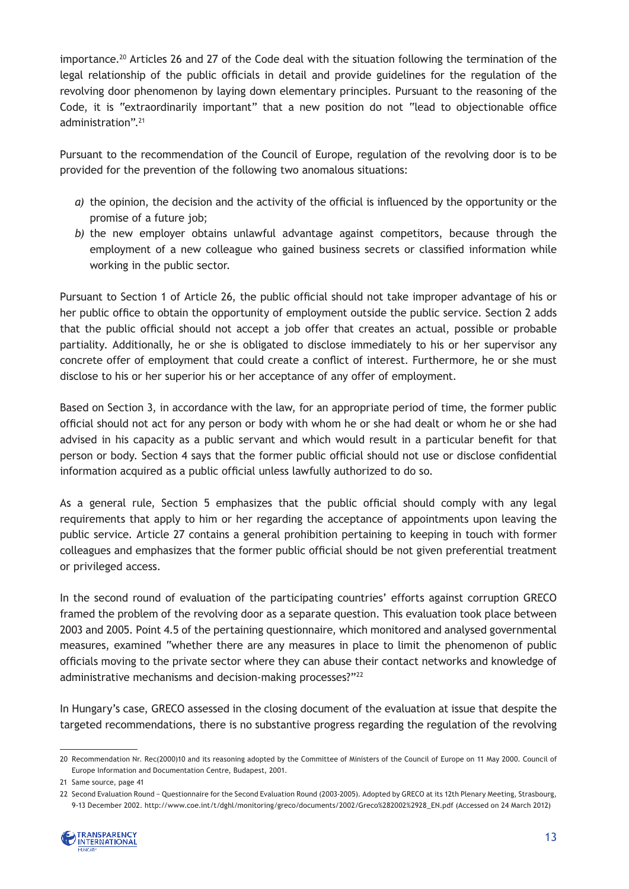importance.[20] Articles 26 and 27 of the Code deal with the situation following the termination of the legal relationship of the public officials in detail and provide guidelines for the regulation of the revolving door phenomenon by laying down elementary principles. Pursuant to the reasoning of the Code, it is "extraordinarily important" that a new position do not "lead to objectionable office administration".[21]

Pursuant to the recommendation of the Council of Europe, regulation of the revolving door is to be provided for the prevention of the following two anomalous situations:

*a)* the opinion, the decision and the activity of the official is influenced by the opportunity or the promise of a future job;

*b)* the new employer obtains unlawful advantage against competitors, because through the employment of a new colleague who gained business secrets or classified information while working in the public sector.

Pursuant to Section 1 of Article 26, the public official should not take improper advantage of his or her public office to obtain the opportunity of employment outside the public service. Section 2 adds that the public official should not accept a job offer that creates an actual, possible or probable partiality. Additionally, he or she is obligated to disclose immediately to his or her supervisor any concrete offer of employment that could create a conflict of interest. Furthermore, he or she must disclose to his or her superior his or her acceptance of any offer of employment.

Based on Section 3, in accordance with the law, for an appropriate period of time, the former public official should not act for any person or body with whom he or she had dealt or whom he or she had advised in his capacity as a public servant and which would result in a particular benefit for that person or body. Section 4 says that the former public official should not use or disclose confidential information acquired as a public official unless lawfully authorized to do so.

As a general rule, Section 5 emphasizes that the public official should comply with any legal requirements that apply to him or her regarding the acceptance of appointments upon leaving the public service. Article 27 contains a general prohibition pertaining to keeping in touch with former colleagues and emphasizes that the former public official should be not given preferential treatment or privileged access.

In the second round of evaluation of the participating countries' efforts against corruption GRECO framed the problem of the revolving door as a separate question. This evaluation took place between 2003 and 2005. Point 4.5 of the pertaining questionnaire, which monitored and analysed governmental measures, examined "whether there are any measures in place to limit the phenomenon of public officials moving to the private sector where they can abuse their contact networks and knowledge of administrative mechanisms and decision-making processes?"[22]

In Hungary's case, GRECO assessed in the closing document of the evaluation at issue that despite the targeted recommendations, there is no substantive progress regarding the regulation of the revolving

---

20 Recommendation Nr. Rec(2000)10 and its reasoning adopted by the Committee of Ministers of the Council of Europe on 11 May 2000. Council of Europe Information and Documentation Centre, Budapest, 2001.

21 Same source, page 41

22 Second Evaluation Round – Questionnaire for the Second Evaluation Round (2003-2005). Adopted by GRECO at its 12th Plenary Meeting, Strasbourg, 9-13 December 2002. http://www.coe.int/t/dghl/monitoring/greco/documents/2002/Greco%282002%2928_EN.pdf (Accessed on 24 March 2012)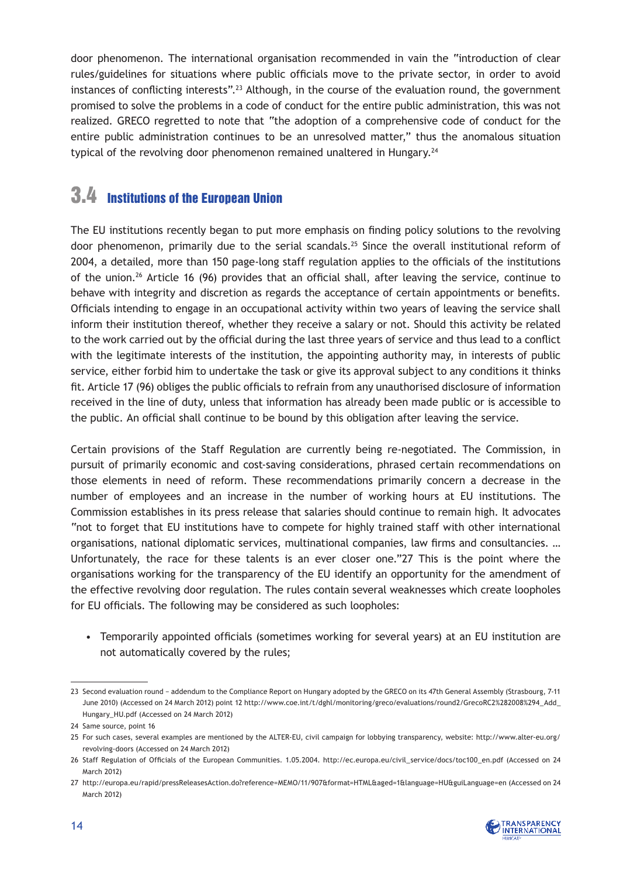door phenomenon. The international organisation recommended in vain the "introduction of clear rules/guidelines for situations where public officials move to the private sector, in order to avoid instances of conflicting interests".[23] Although, in the course of the evaluation round, the government promised to solve the problems in a code of conduct for the entire public administration, this was not realized. GRECO regretted to note that "the adoption of a comprehensive code of conduct for the entire public administration continues to be an unresolved matter," thus the anomalous situation typical of the revolving door phenomenon remained unaltered in Hungary.[24]

## 3.4 Institutions of the European Union

The EU institutions recently began to put more emphasis on finding policy solutions to the revolving door phenomenon, primarily due to the serial scandals.[25] Since the overall institutional reform of 2004, a detailed, more than 150 page-long staff regulation applies to the officials of the institutions of the union.[26] Article 16 (96) provides that an official shall, after leaving the service, continue to behave with integrity and discretion as regards the acceptance of certain appointments or benefits. Officials intending to engage in an occupational activity within two years of leaving the service shall inform their institution thereof, whether they receive a salary or not. Should this activity be related to the work carried out by the official during the last three years of service and thus lead to a conflict with the legitimate interests of the institution, the appointing authority may, in interests of public service, either forbid him to undertake the task or give its approval subject to any conditions it thinks fit. Article 17 (96) obliges the public officials to refrain from any unauthorised disclosure of information received in the line of duty, unless that information has already been made public or is accessible to the public. An official shall continue to be bound by this obligation after leaving the service.

Certain provisions of the Staff Regulation are currently being re-negotiated. The Commission, in pursuit of primarily economic and cost-saving considerations, phrased certain recommendations on those elements in need of reform. These recommendations primarily concern a decrease in the number of employees and an increase in the number of working hours at EU institutions. The Commission establishes in its press release that salaries should continue to remain high. It advocates "not to forget that EU institutions have to compete for highly trained staff with other international organisations, national diplomatic services, multinational companies, law firms and consultancies. … Unfortunately, the race for these talents is an ever closer one."27 This is the point where the organisations working for the transparency of the EU identify an opportunity for the amendment of the effective revolving door regulation. The rules contain several weaknesses which create loopholes for EU officials. The following may be considered as such loopholes:

- Temporarily appointed officials (sometimes working for several years) at an EU institution are not automatically covered by the rules;

---

23 Second evaluation round – addendum to the Compliance Report on Hungary adopted by the GRECO on its 47th General Assembly (Strasbourg, 7-11 June 2010) (Accessed on 24 March 2012) point 12 http://www.coe.int/t/dghl/monitoring/greco/evaluations/round2/GrecoRC2%282008%294_Add_Hungary_HU.pdf (Accessed on 24 March 2012)

24 Same source, point 16

25 For such cases, several examples are mentioned by the ALTER-EU, civil campaign for lobbying transparency, website: http://www.alter-eu.org/revolving-doors (Accessed on 24 March 2012)

26 Staff Regulation of Officials of the European Communities. 1.05.2004. http://ec.europa.eu/civil_service/docs/toc100_en.pdf (Accessed on 24 March 2012)

27 http://europa.eu/rapid/pressReleasesAction.do?reference=MEMO/11/907&format=HTML&aged=1&language=HU&guiLanguage=en (Accessed on 24 March 2012)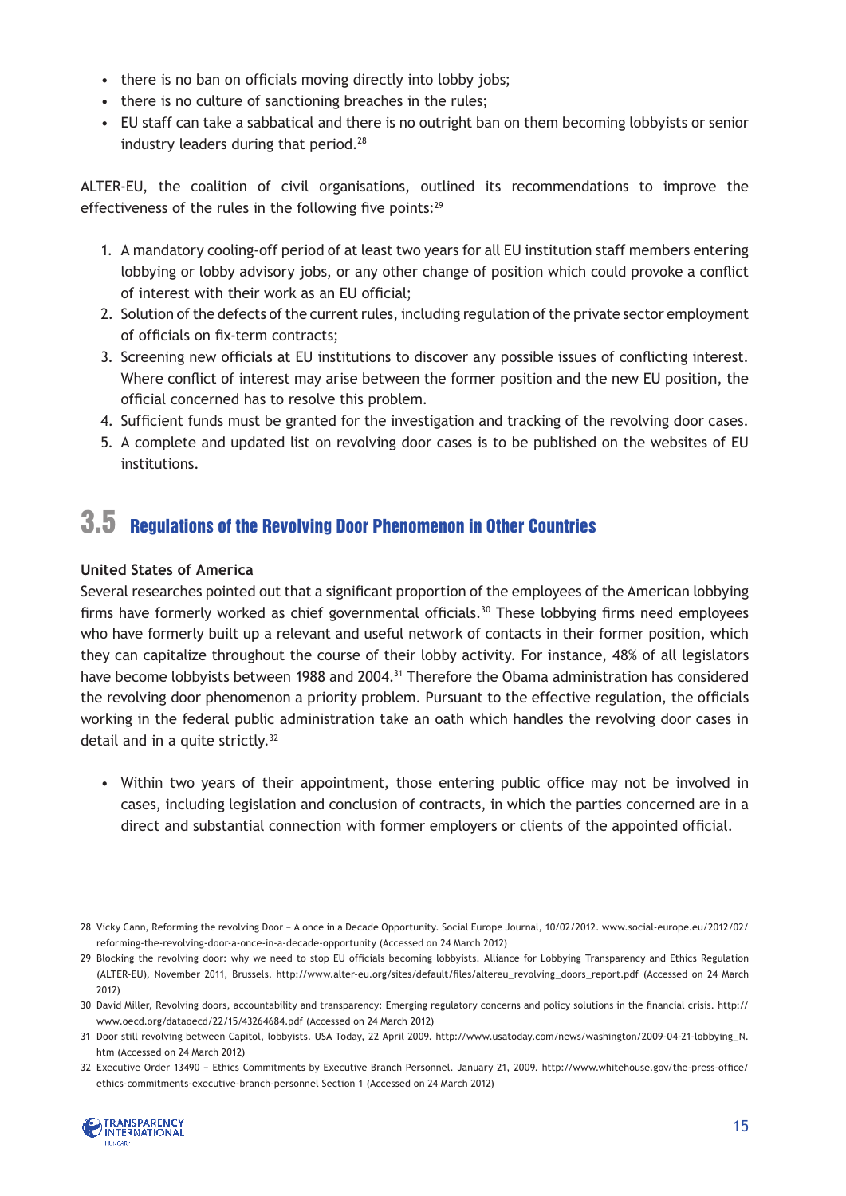- there is no ban on officials moving directly into lobby jobs;
- there is no culture of sanctioning breaches in the rules;
- EU staff can take a sabbatical and there is no outright ban on them becoming lobbyists or senior industry leaders during that period.[28]

ALTER-EU, the coalition of civil organisations, outlined its recommendations to improve the effectiveness of the rules in the following five points:[29]

1. A mandatory cooling-off period of at least two years for all EU institution staff members entering lobbying or lobby advisory jobs, or any other change of position which could provoke a conflict of interest with their work as an EU official;
2. Solution of the defects of the current rules, including regulation of the private sector employment of officials on fix-term contracts;
3. Screening new officials at EU institutions to discover any possible issues of conflicting interest. Where conflict of interest may arise between the former position and the new EU position, the official concerned has to resolve this problem.
4. Sufficient funds must be granted for the investigation and tracking of the revolving door cases.
5. A complete and updated list on revolving door cases is to be published on the websites of EU institutions.

## 3.5 Regulations of the Revolving Door Phenomenon in Other Countries

**United States of America**

Several researches pointed out that a significant proportion of the employees of the American lobbying firms have formerly worked as chief governmental officials.[30] These lobbying firms need employees who have formerly built up a relevant and useful network of contacts in their former position, which they can capitalize throughout the course of their lobby activity. For instance, 48% of all legislators have become lobbyists between 1988 and 2004.[31] Therefore the Obama administration has considered the revolving door phenomenon a priority problem. Pursuant to the effective regulation, the officials working in the federal public administration take an oath which handles the revolving door cases in detail and in a quite strictly.[32]

- Within two years of their appointment, those entering public office may not be involved in cases, including legislation and conclusion of contracts, in which the parties concerned are in a direct and substantial connection with former employers or clients of the appointed official.

---

28 Vicky Cann, Reforming the revolving Door – A once in a Decade Opportunity. Social Europe Journal, 10/02/2012. www.social-europe.eu/2012/02/reforming-the-revolving-door-a-once-in-a-decade-opportunity (Accessed on 24 March 2012)

29 Blocking the revolving door: why we need to stop EU officials becoming lobbyists. Alliance for Lobbying Transparency and Ethics Regulation (ALTER-EU), November 2011, Brussels. http://www.alter-eu.org/sites/default/files/altereu_revolving_doors_report.pdf (Accessed on 24 March 2012)

30 David Miller, Revolving doors, accountability and transparency: Emerging regulatory concerns and policy solutions in the financial crisis. http://www.oecd.org/dataoecd/22/15/43264684.pdf (Accessed on 24 March 2012)

31 Door still revolving between Capitol, lobbyists. USA Today, 22 April 2009. http://www.usatoday.com/news/washington/2009-04-21-lobbying_N.htm (Accessed on 24 March 2012)

32 Executive Order 13490 – Ethics Commitments by Executive Branch Personnel. January 21, 2009. http://www.whitehouse.gov/the-press-office/ethics-commitments-executive-branch-personnel Section 1 (Accessed on 24 March 2012)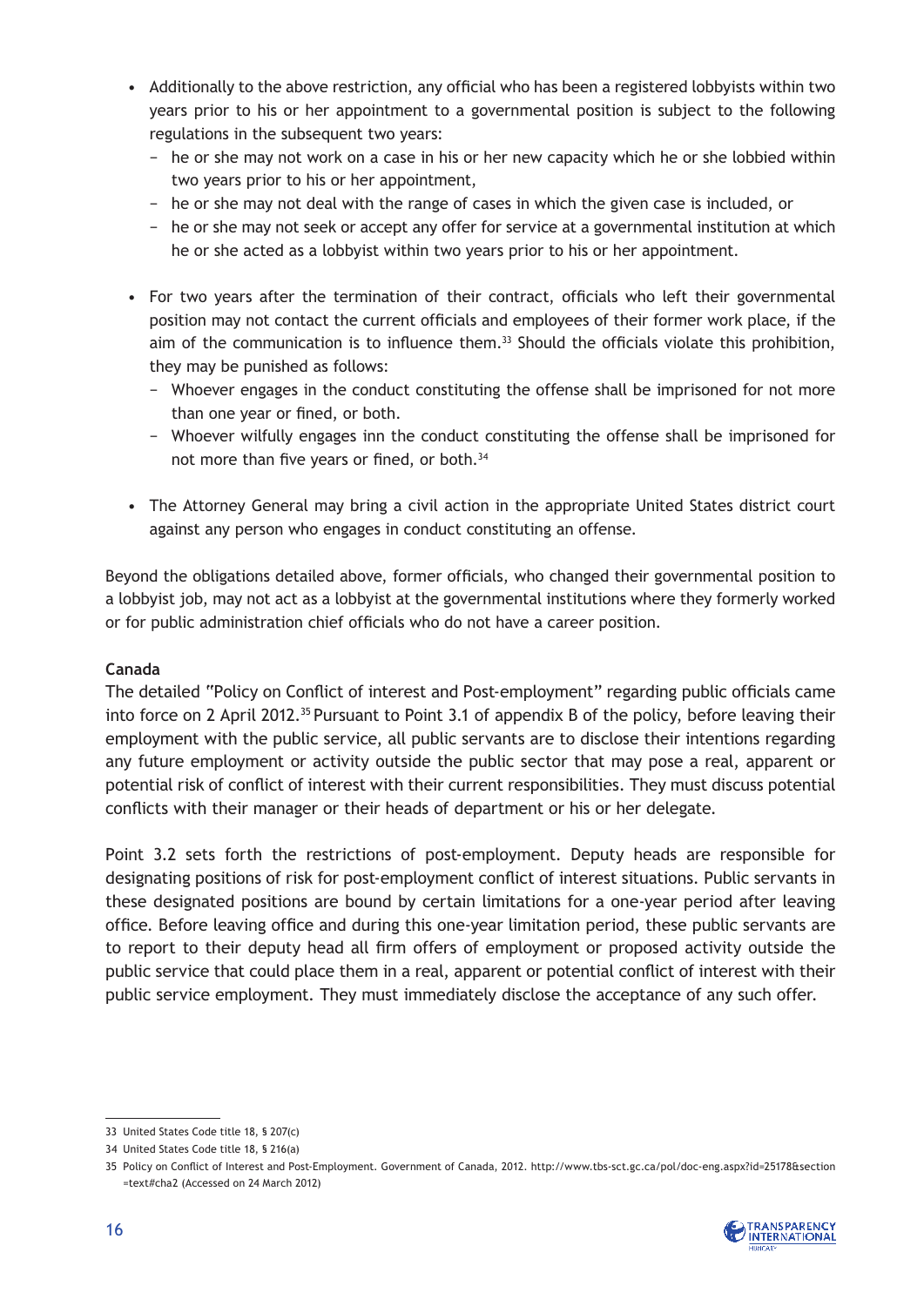- Additionally to the above restriction, any official who has been a registered lobbyists within two years prior to his or her appointment to a governmental position is subject to the following regulations in the subsequent two years:
  - he or she may not work on a case in his or her new capacity which he or she lobbied within two years prior to his or her appointment,
  - he or she may not deal with the range of cases in which the given case is included, or
  - he or she may not seek or accept any offer for service at a governmental institution at which he or she acted as a lobbyist within two years prior to his or her appointment.

- For two years after the termination of their contract, officials who left their governmental position may not contact the current officials and employees of their former work place, if the aim of the communication is to influence them.[33] Should the officials violate this prohibition, they may be punished as follows:
  - Whoever engages in the conduct constituting the offense shall be imprisoned for not more than one year or fined, or both.
  - Whoever wilfully engages inn the conduct constituting the offense shall be imprisoned for not more than five years or fined, or both.[34]

- The Attorney General may bring a civil action in the appropriate United States district court against any person who engages in conduct constituting an offense.

Beyond the obligations detailed above, former officials, who changed their governmental position to a lobbyist job, may not act as a lobbyist at the governmental institutions where they formerly worked or for public administration chief officials who do not have a career position.

**Canada**

The detailed "Policy on Conflict of interest and Post-employment" regarding public officials came into force on 2 April 2012.[35] Pursuant to Point 3.1 of appendix B of the policy, before leaving their employment with the public service, all public servants are to disclose their intentions regarding any future employment or activity outside the public sector that may pose a real, apparent or potential risk of conflict of interest with their current responsibilities. They must discuss potential conflicts with their manager or their heads of department or his or her delegate.

Point 3.2 sets forth the restrictions of post-employment. Deputy heads are responsible for designating positions of risk for post-employment conflict of interest situations. Public servants in these designated positions are bound by certain limitations for a one-year period after leaving office. Before leaving office and during this one-year limitation period, these public servants are to report to their deputy head all firm offers of employment or proposed activity outside the public service that could place them in a real, apparent or potential conflict of interest with their public service employment. They must immediately disclose the acceptance of any such offer.

---

33 United States Code title 18, § 207(c)

34 United States Code title 18, § 216(a)

35 Policy on Conflict of Interest and Post-Employment. Government of Canada, 2012. http://www.tbs-sct.gc.ca/pol/doc-eng.aspx?id=25178&section=text#cha2 (Accessed on 24 March 2012)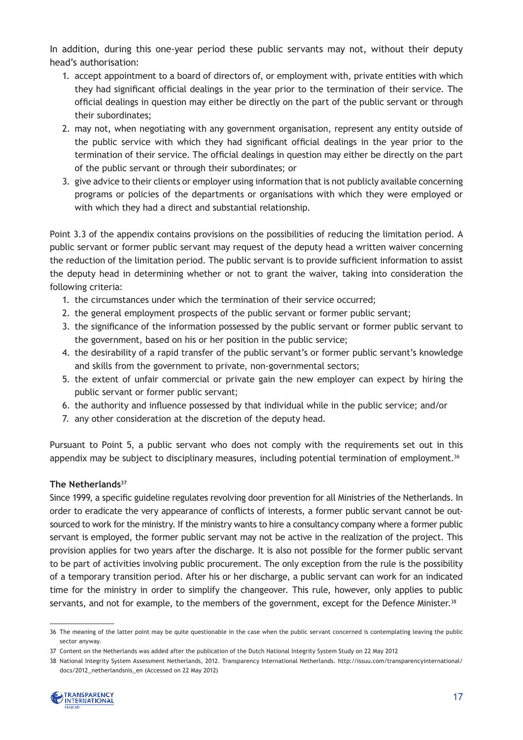In addition, during this one-year period these public servants may not, without their deputy head's authorisation:

1. accept appointment to a board of directors of, or employment with, private entities with which they had significant official dealings in the year prior to the termination of their service. The official dealings in question may either be directly on the part of the public servant or through their subordinates;
2. may not, when negotiating with any government organisation, represent any entity outside of the public service with which they had significant official dealings in the year prior to the termination of their service. The official dealings in question may either be directly on the part of the public servant or through their subordinates; or
3. give advice to their clients or employer using information that is not publicly available concerning programs or policies of the departments or organisations with which they were employed or with which they had a direct and substantial relationship.

Point 3.3 of the appendix contains provisions on the possibilities of reducing the limitation period. A public servant or former public servant may request of the deputy head a written waiver concerning the reduction of the limitation period. The public servant is to provide sufficient information to assist the deputy head in determining whether or not to grant the waiver, taking into consideration the following criteria:

1. the circumstances under which the termination of their service occurred;
2. the general employment prospects of the public servant or former public servant;
3. the significance of the information possessed by the public servant or former public servant to the government, based on his or her position in the public service;
4. the desirability of a rapid transfer of the public servant's or former public servant's knowledge and skills from the government to private, non-governmental sectors;
5. the extent of unfair commercial or private gain the new employer can expect by hiring the public servant or former public servant;
6. the authority and influence possessed by that individual while in the public service; and/or
7. any other consideration at the discretion of the deputy head.

Pursuant to Point 5, a public servant who does not comply with the requirements set out in this appendix may be subject to disciplinary measures, including potential termination of employment.[36]

**The Netherlands**[37]

Since 1999, a specific guideline regulates revolving door prevention for all Ministries of the Netherlands. In order to eradicate the very appearance of conflicts of interests, a former public servant cannot be outsourced to work for the ministry. If the ministry wants to hire a consultancy company where a former public servant is employed, the former public servant may not be active in the realization of the project. This provision applies for two years after the discharge. It is also not possible for the former public servant to be part of activities involving public procurement. The only exception from the rule is the possibility of a temporary transition period. After his or her discharge, a public servant can work for an indicated time for the ministry in order to simplify the changeover. This rule, however, only applies to public servants, and not for example, to the members of the government, except for the Defence Minister.[38]

---

36 The meaning of the latter point may be quite questionable in the case when the public servant concerned is contemplating leaving the public sector anyway.

37 Content on the Netherlands was added after the publication of the Dutch National Integrity System Study on 22 May 2012

38 National Integrity System Assessment Netherlands, 2012. Transparency International Netherlands. http://issuu.com/transparencyinternational/docs/2012_netherlandsnis_en (Accessed on 22 May 2012)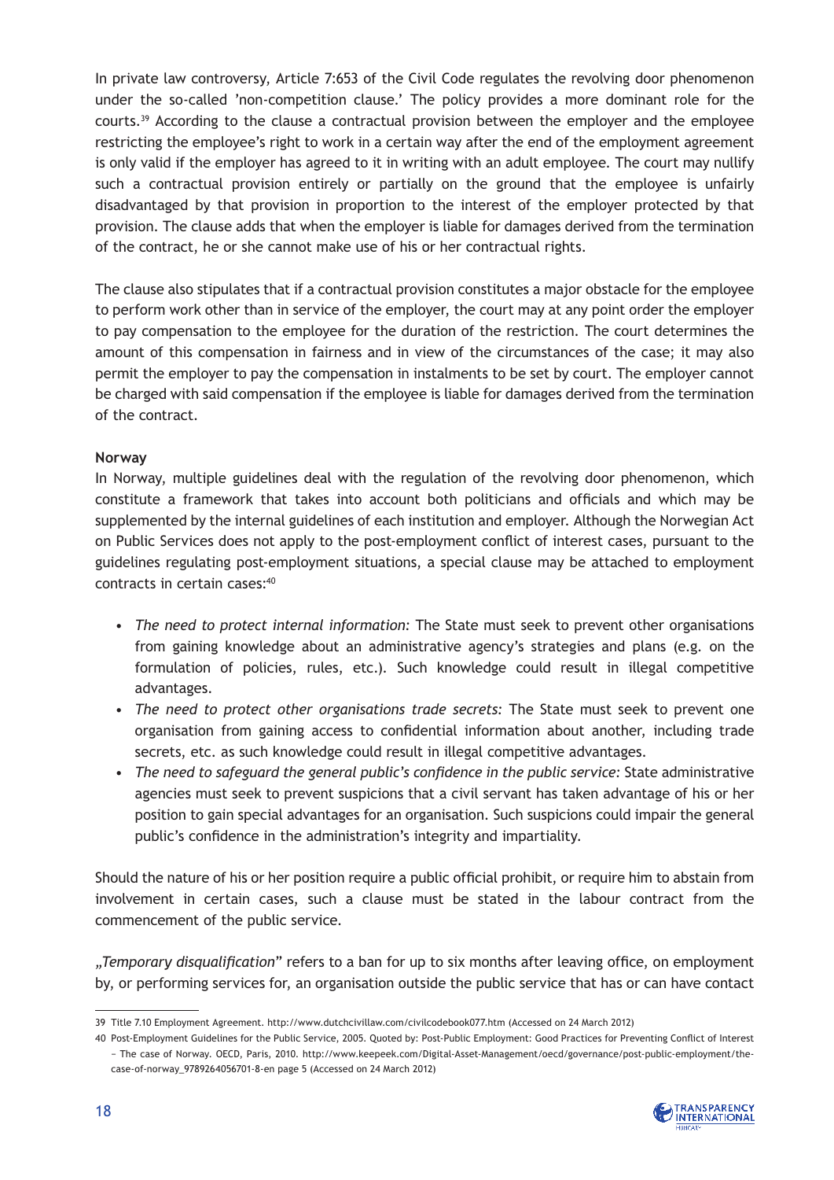In private law controversy, Article 7:653 of the Civil Code regulates the revolving door phenomenon under the so-called 'non-competition clause.' The policy provides a more dominant role for the courts.[39] According to the clause a contractual provision between the employer and the employee restricting the employee's right to work in a certain way after the end of the employment agreement is only valid if the employer has agreed to it in writing with an adult employee. The court may nullify such a contractual provision entirely or partially on the ground that the employee is unfairly disadvantaged by that provision in proportion to the interest of the employer protected by that provision. The clause adds that when the employer is liable for damages derived from the termination of the contract, he or she cannot make use of his or her contractual rights.

The clause also stipulates that if a contractual provision constitutes a major obstacle for the employee to perform work other than in service of the employer, the court may at any point order the employer to pay compensation to the employee for the duration of the restriction. The court determines the amount of this compensation in fairness and in view of the circumstances of the case; it may also permit the employer to pay the compensation in instalments to be set by court. The employer cannot be charged with said compensation if the employee is liable for damages derived from the termination of the contract.

**Norway**

In Norway, multiple guidelines deal with the regulation of the revolving door phenomenon, which constitute a framework that takes into account both politicians and officials and which may be supplemented by the internal guidelines of each institution and employer. Although the Norwegian Act on Public Services does not apply to the post-employment conflict of interest cases, pursuant to the guidelines regulating post-employment situations, a special clause may be attached to employment contracts in certain cases:[40]

- *The need to protect internal information:* The State must seek to prevent other organisations from gaining knowledge about an administrative agency's strategies and plans (e.g. on the formulation of policies, rules, etc.). Such knowledge could result in illegal competitive advantages.
- *The need to protect other organisations trade secrets:* The State must seek to prevent one organisation from gaining access to confidential information about another, including trade secrets, etc. as such knowledge could result in illegal competitive advantages.
- *The need to safeguard the general public's confidence in the public service:* State administrative agencies must seek to prevent suspicions that a civil servant has taken advantage of his or her position to gain special advantages for an organisation. Such suspicions could impair the general public's confidence in the administration's integrity and impartiality.

Should the nature of his or her position require a public official prohibit, or require him to abstain from involvement in certain cases, such a clause must be stated in the labour contract from the commencement of the public service.

*„Temporary disqualification"* refers to a ban for up to six months after leaving office, on employment by, or performing services for, an organisation outside the public service that has or can have contact

---

39 Title 7.10 Employment Agreement. http://www.dutchcivillaw.com/civilcodebook077.htm (Accessed on 24 March 2012)

40 Post-Employment Guidelines for the Public Service, 2005. Quoted by: Post-Public Employment: Good Practices for Preventing Conflict of Interest – The case of Norway. OECD, Paris, 2010. http://www.keepeek.com/Digital-Asset-Management/oecd/governance/post-public-employment/the-case-of-norway_9789264056701-8-en page 5 (Accessed on 24 March 2012)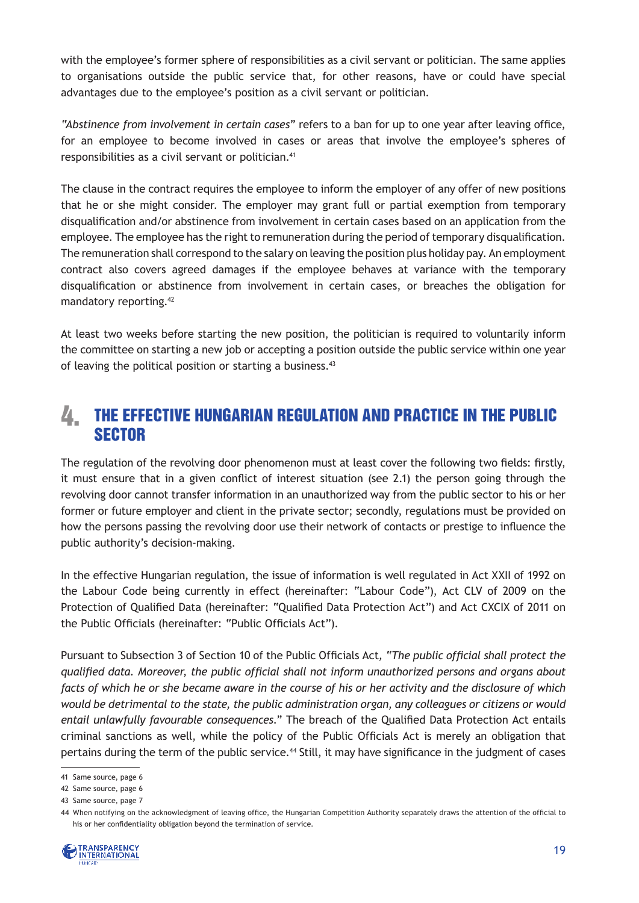with the employee's former sphere of responsibilities as a civil servant or politician. The same applies to organisations outside the public service that, for other reasons, have or could have special advantages due to the employee's position as a civil servant or politician.

*"Abstinence from involvement in certain cases"* refers to a ban for up to one year after leaving office, for an employee to become involved in cases or areas that involve the employee's spheres of responsibilities as a civil servant or politician.[41]

The clause in the contract requires the employee to inform the employer of any offer of new positions that he or she might consider. The employer may grant full or partial exemption from temporary disqualification and/or abstinence from involvement in certain cases based on an application from the employee. The employee has the right to remuneration during the period of temporary disqualification. The remuneration shall correspond to the salary on leaving the position plus holiday pay. An employment contract also covers agreed damages if the employee behaves at variance with the temporary disqualification or abstinence from involvement in certain cases, or breaches the obligation for mandatory reporting.[42]

At least two weeks before starting the new position, the politician is required to voluntarily inform the committee on starting a new job or accepting a position outside the public service within one year of leaving the political position or starting a business.[43]

# 4. THE EFFECTIVE HUNGARIAN REGULATION AND PRACTICE IN THE PUBLIC SECTOR

The regulation of the revolving door phenomenon must at least cover the following two fields: firstly, it must ensure that in a given conflict of interest situation (see 2.1) the person going through the revolving door cannot transfer information in an unauthorized way from the public sector to his or her former or future employer and client in the private sector; secondly, regulations must be provided on how the persons passing the revolving door use their network of contacts or prestige to influence the public authority's decision-making.

In the effective Hungarian regulation, the issue of information is well regulated in Act XXII of 1992 on the Labour Code being currently in effect (hereinafter: "Labour Code"), Act CLV of 2009 on the Protection of Qualified Data (hereinafter: "Qualified Data Protection Act") and Act CXCIX of 2011 on the Public Officials (hereinafter: "Public Officials Act").

Pursuant to Subsection 3 of Section 10 of the Public Officials Act, *"The public official shall protect the qualified data. Moreover, the public official shall not inform unauthorized persons and organs about facts of which he or she became aware in the course of his or her activity and the disclosure of which would be detrimental to the state, the public administration organ, any colleagues or citizens or would entail unlawfully favourable consequences."* The breach of the Qualified Data Protection Act entails criminal sanctions as well, while the policy of the Public Officials Act is merely an obligation that pertains during the term of the public service.[44] Still, it may have significance in the judgment of cases

---

41 Same source, page 6

42 Same source, page 6

43 Same source, page 7

44 When notifying on the acknowledgment of leaving office, the Hungarian Competition Authority separately draws the attention of the official to his or her confidentiality obligation beyond the termination of service.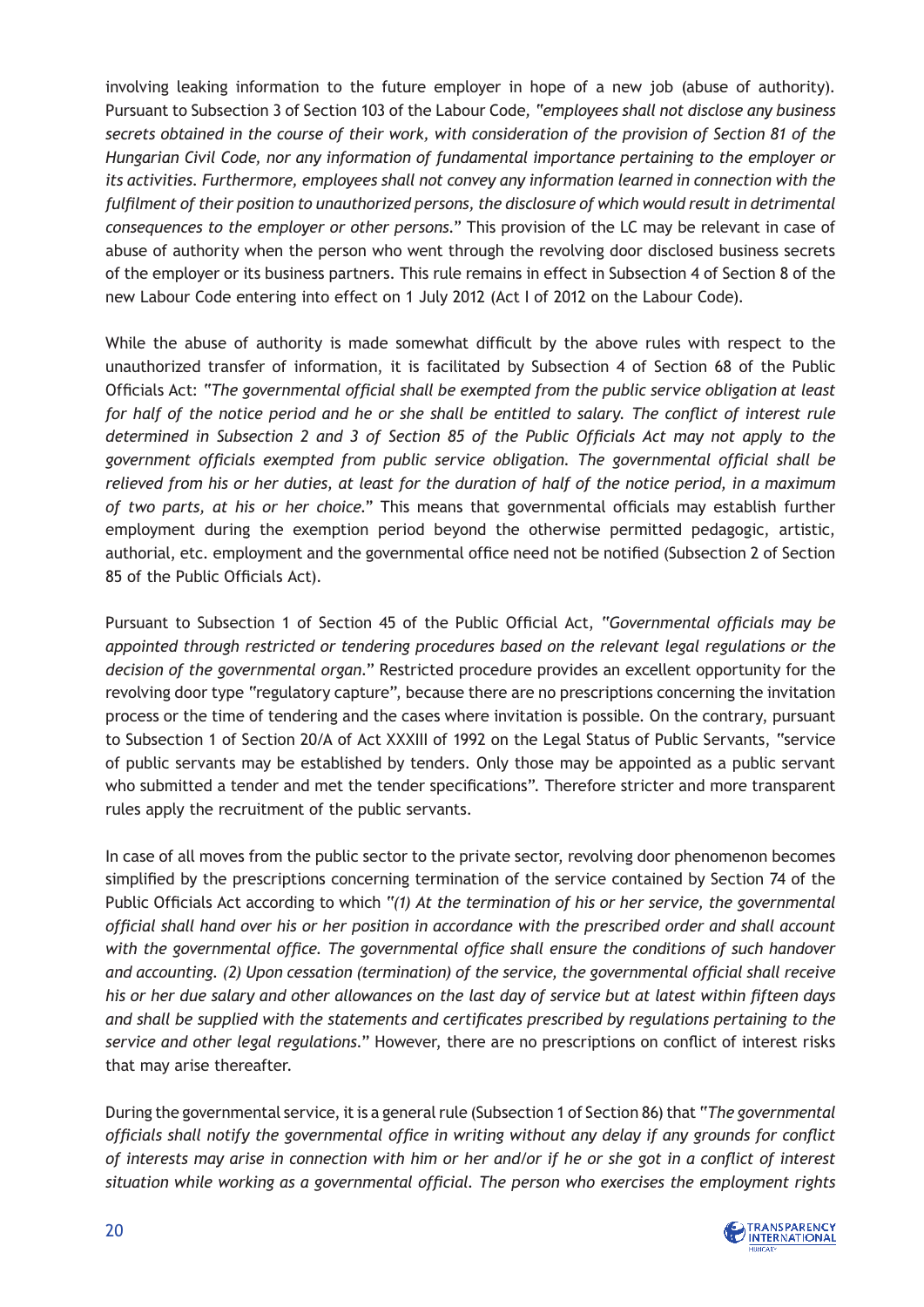involving leaking information to the future employer in hope of a new job (abuse of authority). Pursuant to Subsection 3 of Section 103 of the Labour Code, *"employees shall not disclose any business secrets obtained in the course of their work, with consideration of the provision of Section 81 of the Hungarian Civil Code, nor any information of fundamental importance pertaining to the employer or its activities. Furthermore, employees shall not convey any information learned in connection with the fulfilment of their position to unauthorized persons, the disclosure of which would result in detrimental consequences to the employer or other persons.*" This provision of the LC may be relevant in case of abuse of authority when the person who went through the revolving door disclosed business secrets of the employer or its business partners. This rule remains in effect in Subsection 4 of Section 8 of the new Labour Code entering into effect on 1 July 2012 (Act I of 2012 on the Labour Code).

While the abuse of authority is made somewhat difficult by the above rules with respect to the unauthorized transfer of information, it is facilitated by Subsection 4 of Section 68 of the Public Officials Act: *"The governmental official shall be exempted from the public service obligation at least for half of the notice period and he or she shall be entitled to salary. The conflict of interest rule determined in Subsection 2 and 3 of Section 85 of the Public Officials Act may not apply to the government officials exempted from public service obligation. The governmental official shall be relieved from his or her duties, at least for the duration of half of the notice period, in a maximum of two parts, at his or her choice.*" This means that governmental officials may establish further employment during the exemption period beyond the otherwise permitted pedagogic, artistic, authorial, etc. employment and the governmental office need not be notified (Subsection 2 of Section 85 of the Public Officials Act).

Pursuant to Subsection 1 of Section 45 of the Public Official Act, *"Governmental officials may be appointed through restricted or tendering procedures based on the relevant legal regulations or the decision of the governmental organ.*" Restricted procedure provides an excellent opportunity for the revolving door type "regulatory capture", because there are no prescriptions concerning the invitation process or the time of tendering and the cases where invitation is possible. On the contrary, pursuant to Subsection 1 of Section 20/A of Act XXXIII of 1992 on the Legal Status of Public Servants, "service of public servants may be established by tenders. Only those may be appointed as a public servant who submitted a tender and met the tender specifications". Therefore stricter and more transparent rules apply the recruitment of the public servants.

In case of all moves from the public sector to the private sector, revolving door phenomenon becomes simplified by the prescriptions concerning termination of the service contained by Section 74 of the Public Officials Act according to which *"(1) At the termination of his or her service, the governmental official shall hand over his or her position in accordance with the prescribed order and shall account with the governmental office. The governmental office shall ensure the conditions of such handover and accounting. (2) Upon cessation (termination) of the service, the governmental official shall receive his or her due salary and other allowances on the last day of service but at latest within fifteen days and shall be supplied with the statements and certificates prescribed by regulations pertaining to the service and other legal regulations.*" However, there are no prescriptions on conflict of interest risks that may arise thereafter.

During the governmental service, it is a general rule (Subsection 1 of Section 86) that *"The governmental officials shall notify the governmental office in writing without any delay if any grounds for conflict of interests may arise in connection with him or her and/or if he or she got in a conflict of interest situation while working as a governmental official. The person who exercises the employment rights*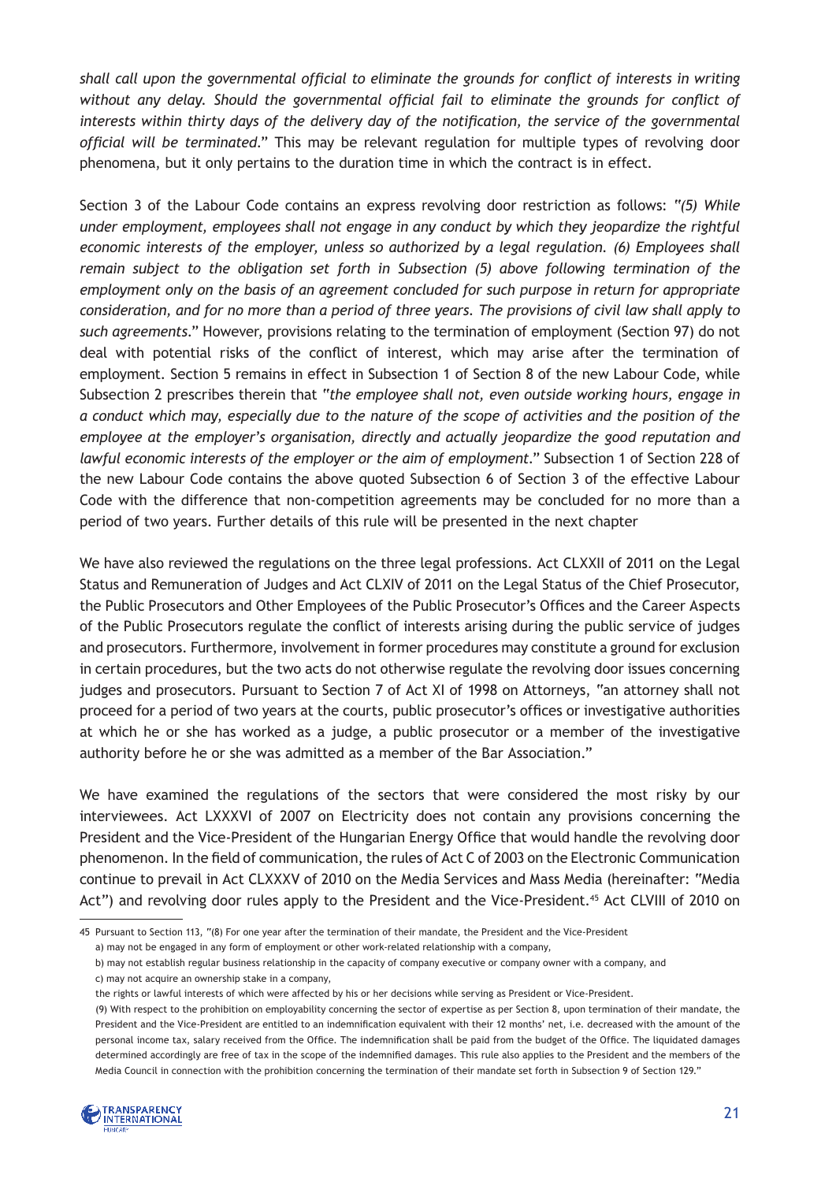*shall call upon the governmental official to eliminate the grounds for conflict of interests in writing without any delay. Should the governmental official fail to eliminate the grounds for conflict of interests within thirty days of the delivery day of the notification, the service of the governmental official will be terminated*." This may be relevant regulation for multiple types of revolving door phenomena, but it only pertains to the duration time in which the contract is in effect.

Section 3 of the Labour Code contains an express revolving door restriction as follows: *"(5) While under employment, employees shall not engage in any conduct by which they jeopardize the rightful economic interests of the employer, unless so authorized by a legal regulation. (6) Employees shall remain subject to the obligation set forth in Subsection (5) above following termination of the employment only on the basis of an agreement concluded for such purpose in return for appropriate consideration, and for no more than a period of three years. The provisions of civil law shall apply to such agreements*." However, provisions relating to the termination of employment (Section 97) do not deal with potential risks of the conflict of interest, which may arise after the termination of employment. Section 5 remains in effect in Subsection 1 of Section 8 of the new Labour Code, while Subsection 2 prescribes therein that "*the employee shall not, even outside working hours, engage in a conduct which may, especially due to the nature of the scope of activities and the position of the employee at the employer's organisation, directly and actually jeopardize the good reputation and lawful economic interests of the employer or the aim of employment*." Subsection 1 of Section 228 of the new Labour Code contains the above quoted Subsection 6 of Section 3 of the effective Labour Code with the difference that non-competition agreements may be concluded for no more than a period of two years. Further details of this rule will be presented in the next chapter

We have also reviewed the regulations on the three legal professions. Act CLXXII of 2011 on the Legal Status and Remuneration of Judges and Act CLXIV of 2011 on the Legal Status of the Chief Prosecutor, the Public Prosecutors and Other Employees of the Public Prosecutor's Offices and the Career Aspects of the Public Prosecutors regulate the conflict of interests arising during the public service of judges and prosecutors. Furthermore, involvement in former procedures may constitute a ground for exclusion in certain procedures, but the two acts do not otherwise regulate the revolving door issues concerning judges and prosecutors. Pursuant to Section 7 of Act XI of 1998 on Attorneys, "an attorney shall not proceed for a period of two years at the courts, public prosecutor's offices or investigative authorities at which he or she has worked as a judge, a public prosecutor or a member of the investigative authority before he or she was admitted as a member of the Bar Association."

We have examined the regulations of the sectors that were considered the most risky by our interviewees. Act LXXXVI of 2007 on Electricity does not contain any provisions concerning the President and the Vice-President of the Hungarian Energy Office that would handle the revolving door phenomenon. In the field of communication, the rules of Act C of 2003 on the Electronic Communication continue to prevail in Act CLXXXV of 2010 on the Media Services and Mass Media (hereinafter: "Media Act") and revolving door rules apply to the President and the Vice-President.[45] Act CLVIII of 2010 on

---

45 Pursuant to Section 113, "(8) For one year after the termination of their mandate, the President and the Vice-President

a) may not be engaged in any form of employment or other work-related relationship with a company,

b) may not establish regular business relationship in the capacity of company executive or company owner with a company, and

c) may not acquire an ownership stake in a company,

the rights or lawful interests of which were affected by his or her decisions while serving as President or Vice-President.

(9) With respect to the prohibition on employability concerning the sector of expertise as per Section 8, upon termination of their mandate, the President and the Vice-President are entitled to an indemnification equivalent with their 12 months' net, i.e. decreased with the amount of the personal income tax, salary received from the Office. The indemnification shall be paid from the budget of the Office. The liquidated damages determined accordingly are free of tax in the scope of the indemnified damages. This rule also applies to the President and the members of the Media Council in connection with the prohibition concerning the termination of their mandate set forth in Subsection 9 of Section 129."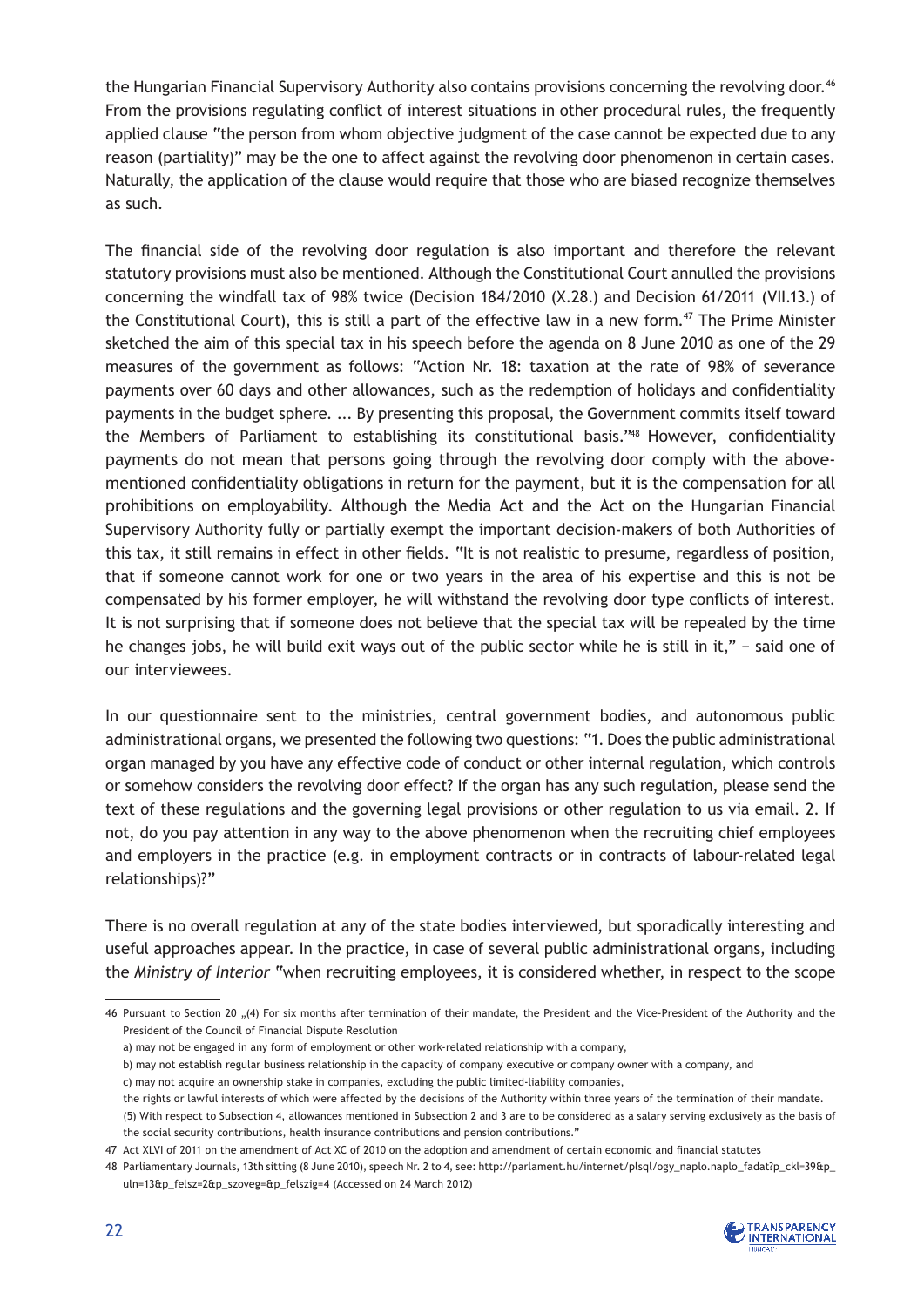the Hungarian Financial Supervisory Authority also contains provisions concerning the revolving door.[46] From the provisions regulating conflict of interest situations in other procedural rules, the frequently applied clause "the person from whom objective judgment of the case cannot be expected due to any reason (partiality)" may be the one to affect against the revolving door phenomenon in certain cases. Naturally, the application of the clause would require that those who are biased recognize themselves as such.

The financial side of the revolving door regulation is also important and therefore the relevant statutory provisions must also be mentioned. Although the Constitutional Court annulled the provisions concerning the windfall tax of 98% twice (Decision 184/2010 (X.28.) and Decision 61/2011 (VII.13.) of the Constitutional Court), this is still a part of the effective law in a new form.[47] The Prime Minister sketched the aim of this special tax in his speech before the agenda on 8 June 2010 as one of the 29 measures of the government as follows: "Action Nr. 18: taxation at the rate of 98% of severance payments over 60 days and other allowances, such as the redemption of holidays and confidentiality payments in the budget sphere. ... By presenting this proposal, the Government commits itself toward the Members of Parliament to establishing its constitutional basis."[48] However, confidentiality payments do not mean that persons going through the revolving door comply with the above-mentioned confidentiality obligations in return for the payment, but it is the compensation for all prohibitions on employability. Although the Media Act and the Act on the Hungarian Financial Supervisory Authority fully or partially exempt the important decision-makers of both Authorities of this tax, it still remains in effect in other fields. "It is not realistic to presume, regardless of position, that if someone cannot work for one or two years in the area of his expertise and this is not be compensated by his former employer, he will withstand the revolving door type conflicts of interest. It is not surprising that if someone does not believe that the special tax will be repealed by the time he changes jobs, he will build exit ways out of the public sector while he is still in it," – said one of our interviewees.

In our questionnaire sent to the ministries, central government bodies, and autonomous public administrational organs, we presented the following two questions: "1. Does the public administrational organ managed by you have any effective code of conduct or other internal regulation, which controls or somehow considers the revolving door effect? If the organ has any such regulation, please send the text of these regulations and the governing legal provisions or other regulation to us via email. 2. If not, do you pay attention in any way to the above phenomenon when the recruiting chief employees and employers in the practice (e.g. in employment contracts or in contracts of labour-related legal relationships)?"

There is no overall regulation at any of the state bodies interviewed, but sporadically interesting and useful approaches appear. In the practice, in case of several public administrational organs, including the *Ministry of Interior* "when recruiting employees, it is considered whether, in respect to the scope

---

46 Pursuant to Section 20 „(4) For six months after termination of their mandate, the President and the Vice-President of the Authority and the President of the Council of Financial Dispute Resolution

a) may not be engaged in any form of employment or other work-related relationship with a company,

b) may not establish regular business relationship in the capacity of company executive or company owner with a company, and

c) may not acquire an ownership stake in companies, excluding the public limited-liability companies,

the rights or lawful interests of which were affected by the decisions of the Authority within three years of the termination of their mandate.

(5) With respect to Subsection 4, allowances mentioned in Subsection 2 and 3 are to be considered as a salary serving exclusively as the basis of the social security contributions, health insurance contributions and pension contributions."

47 Act XLVI of 2011 on the amendment of Act XC of 2010 on the adoption and amendment of certain economic and financial statutes

48 Parliamentary Journals, 13th sitting (8 June 2010), speech Nr. 2 to 4, see: http://parlament.hu/internet/plsql/ogy_naplo.naplo_fadat?p_ckl=39&p_uln=13&p_felsz=2&p_szoveg=&p_felszig=4 (Accessed on 24 March 2012)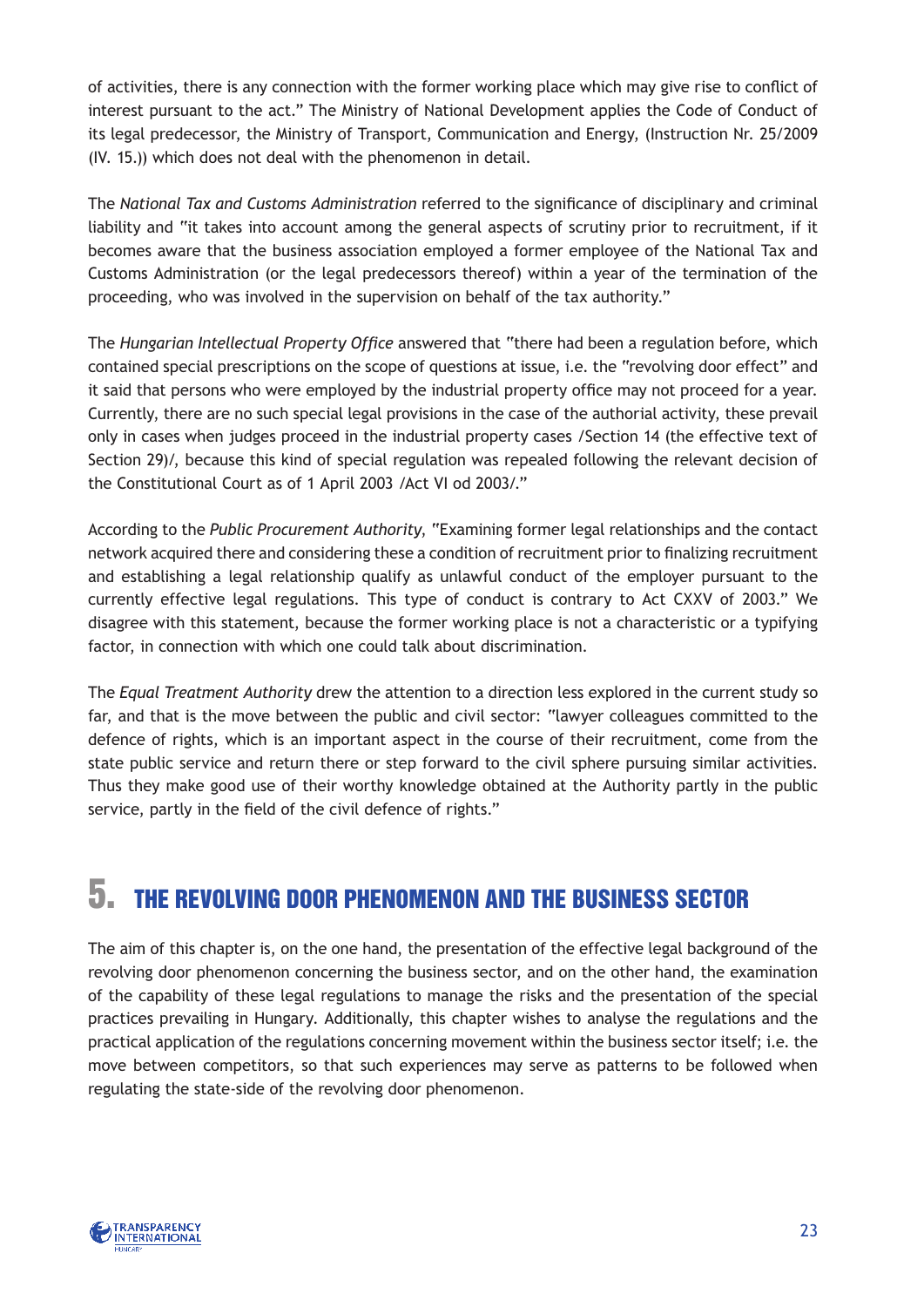of activities, there is any connection with the former working place which may give rise to conflict of interest pursuant to the act." The Ministry of National Development applies the Code of Conduct of its legal predecessor, the Ministry of Transport, Communication and Energy, (Instruction Nr. 25/2009 (IV. 15.)) which does not deal with the phenomenon in detail.

The *National Tax and Customs Administration* referred to the significance of disciplinary and criminal liability and "it takes into account among the general aspects of scrutiny prior to recruitment, if it becomes aware that the business association employed a former employee of the National Tax and Customs Administration (or the legal predecessors thereof) within a year of the termination of the proceeding, who was involved in the supervision on behalf of the tax authority."

The *Hungarian Intellectual Property Office* answered that "there had been a regulation before, which contained special prescriptions on the scope of questions at issue, i.e. the "revolving door effect" and it said that persons who were employed by the industrial property office may not proceed for a year. Currently, there are no such special legal provisions in the case of the authorial activity, these prevail only in cases when judges proceed in the industrial property cases /Section 14 (the effective text of Section 29)/, because this kind of special regulation was repealed following the relevant decision of the Constitutional Court as of 1 April 2003 /Act VI od 2003/."

According to the *Public Procurement Authority*, "Examining former legal relationships and the contact network acquired there and considering these a condition of recruitment prior to finalizing recruitment and establishing a legal relationship qualify as unlawful conduct of the employer pursuant to the currently effective legal regulations. This type of conduct is contrary to Act CXXV of 2003." We disagree with this statement, because the former working place is not a characteristic or a typifying factor, in connection with which one could talk about discrimination.

The *Equal Treatment Authority* drew the attention to a direction less explored in the current study so far, and that is the move between the public and civil sector: "lawyer colleagues committed to the defence of rights, which is an important aspect in the course of their recruitment, come from the state public service and return there or step forward to the civil sphere pursuing similar activities. Thus they make good use of their worthy knowledge obtained at the Authority partly in the public service, partly in the field of the civil defence of rights."

# 5. THE REVOLVING DOOR PHENOMENON AND THE BUSINESS SECTOR

The aim of this chapter is, on the one hand, the presentation of the effective legal background of the revolving door phenomenon concerning the business sector, and on the other hand, the examination of the capability of these legal regulations to manage the risks and the presentation of the special practices prevailing in Hungary. Additionally, this chapter wishes to analyse the regulations and the practical application of the regulations concerning movement within the business sector itself; i.e. the move between competitors, so that such experiences may serve as patterns to be followed when regulating the state-side of the revolving door phenomenon.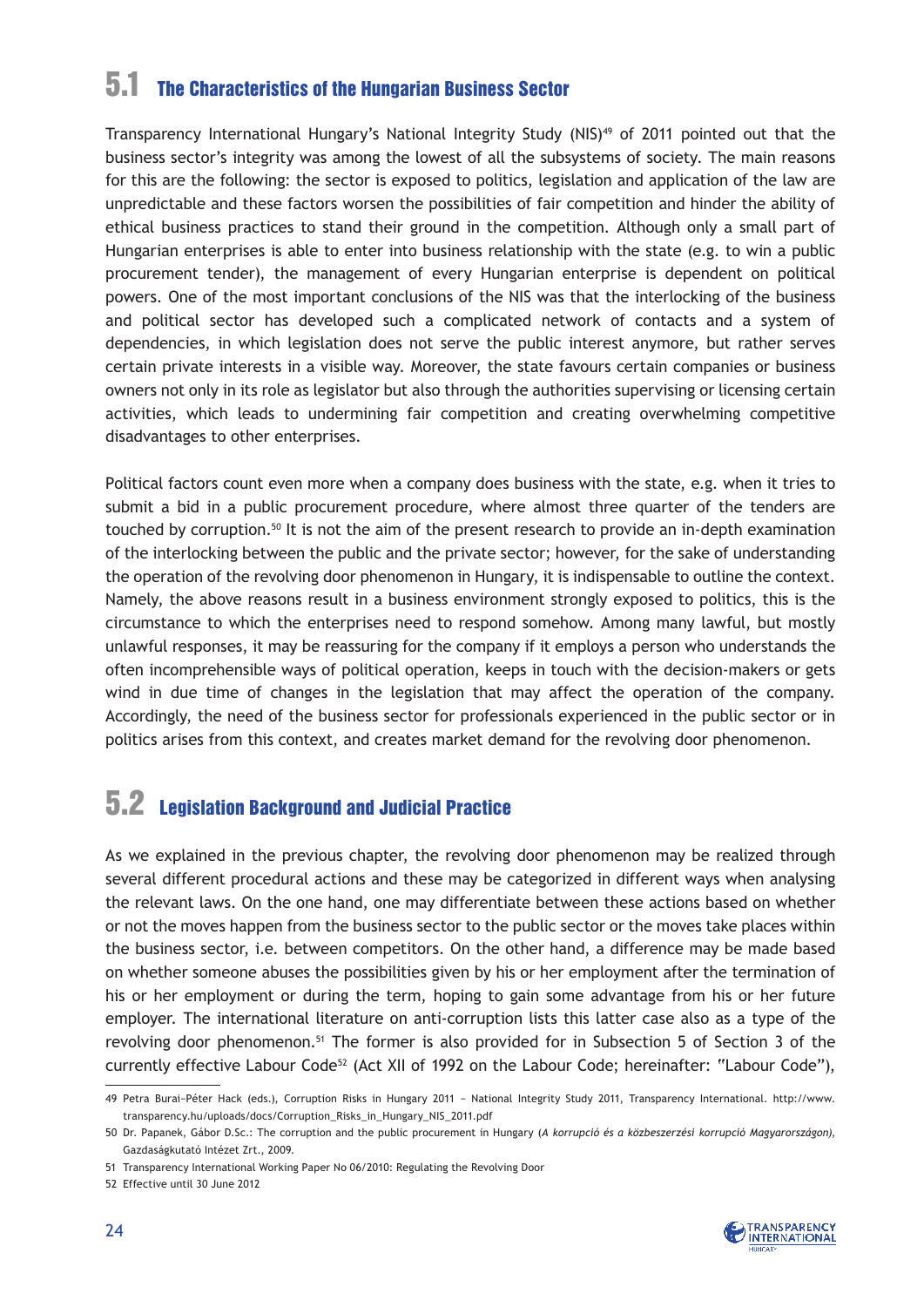## 5.1 The Characteristics of the Hungarian Business Sector

Transparency International Hungary's National Integrity Study (NIS)[49] of 2011 pointed out that the business sector's integrity was among the lowest of all the subsystems of society. The main reasons for this are the following: the sector is exposed to politics, legislation and application of the law are unpredictable and these factors worsen the possibilities of fair competition and hinder the ability of ethical business practices to stand their ground in the competition. Although only a small part of Hungarian enterprises is able to enter into business relationship with the state (e.g. to win a public procurement tender), the management of every Hungarian enterprise is dependent on political powers. One of the most important conclusions of the NIS was that the interlocking of the business and political sector has developed such a complicated network of contacts and a system of dependencies, in which legislation does not serve the public interest anymore, but rather serves certain private interests in a visible way. Moreover, the state favours certain companies or business owners not only in its role as legislator but also through the authorities supervising or licensing certain activities, which leads to undermining fair competition and creating overwhelming competitive disadvantages to other enterprises.

Political factors count even more when a company does business with the state, e.g. when it tries to submit a bid in a public procurement procedure, where almost three quarter of the tenders are touched by corruption.[50] It is not the aim of the present research to provide an in-depth examination of the interlocking between the public and the private sector; however, for the sake of understanding the operation of the revolving door phenomenon in Hungary, it is indispensable to outline the context. Namely, the above reasons result in a business environment strongly exposed to politics, this is the circumstance to which the enterprises need to respond somehow. Among many lawful, but mostly unlawful responses, it may be reassuring for the company if it employs a person who understands the often incomprehensible ways of political operation, keeps in touch with the decision-makers or gets wind in due time of changes in the legislation that may affect the operation of the company. Accordingly, the need of the business sector for professionals experienced in the public sector or in politics arises from this context, and creates market demand for the revolving door phenomenon.

## 5.2 Legislation Background and Judicial Practice

As we explained in the previous chapter, the revolving door phenomenon may be realized through several different procedural actions and these may be categorized in different ways when analysing the relevant laws. On the one hand, one may differentiate between these actions based on whether or not the moves happen from the business sector to the public sector or the moves take places within the business sector, i.e. between competitors. On the other hand, a difference may be made based on whether someone abuses the possibilities given by his or her employment after the termination of his or her employment or during the term, hoping to gain some advantage from his or her future employer. The international literature on anti-corruption lists this latter case also as a type of the revolving door phenomenon.[51] The former is also provided for in Subsection 5 of Section 3 of the currently effective Labour Code[52] (Act XII of 1992 on the Labour Code; hereinafter: "Labour Code"),

---

49 Petra Burai–Péter Hack (eds.), Corruption Risks in Hungary 2011 – National Integrity Study 2011, Transparency International. http://www.transparency.hu/uploads/docs/Corruption_Risks_in_Hungary_NIS_2011.pdf

50 Dr. Papanek, Gábor D.Sc.: The corruption and the public procurement in Hungary (*A korrupció és a közbeszerzési korrupció Magyarországon),* Gazdaságkutató Intézet Zrt., 2009.

51 Transparency International Working Paper No 06/2010: Regulating the Revolving Door

52 Effective until 30 June 2012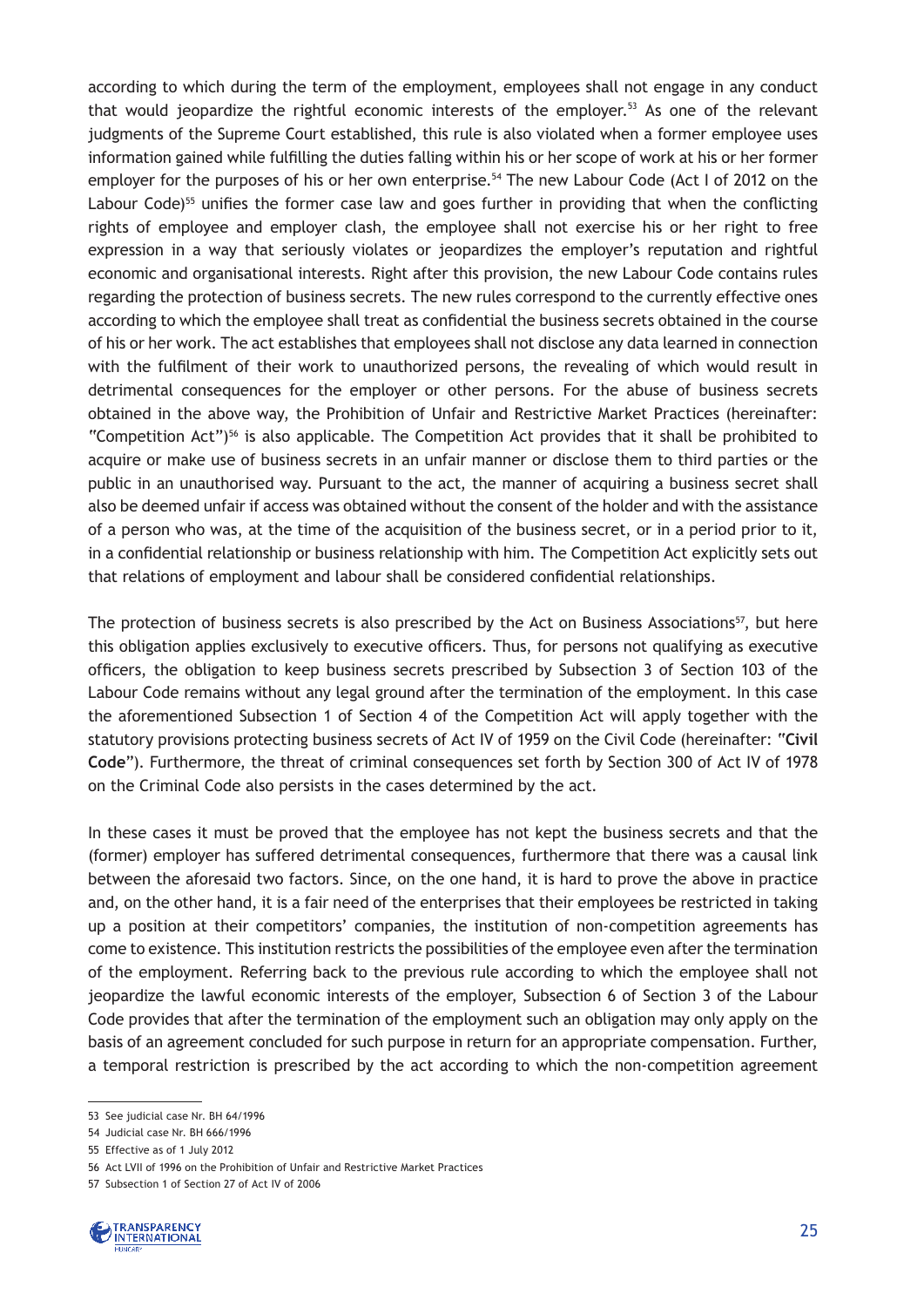according to which during the term of the employment, employees shall not engage in any conduct that would jeopardize the rightful economic interests of the employer.[53] As one of the relevant judgments of the Supreme Court established, this rule is also violated when a former employee uses information gained while fulfilling the duties falling within his or her scope of work at his or her former employer for the purposes of his or her own enterprise.[54] The new Labour Code (Act I of 2012 on the Labour Code)[55] unifies the former case law and goes further in providing that when the conflicting rights of employee and employer clash, the employee shall not exercise his or her right to free expression in a way that seriously violates or jeopardizes the employer's reputation and rightful economic and organisational interests. Right after this provision, the new Labour Code contains rules regarding the protection of business secrets. The new rules correspond to the currently effective ones according to which the employee shall treat as confidential the business secrets obtained in the course of his or her work. The act establishes that employees shall not disclose any data learned in connection with the fulfilment of their work to unauthorized persons, the revealing of which would result in detrimental consequences for the employer or other persons. For the abuse of business secrets obtained in the above way, the Prohibition of Unfair and Restrictive Market Practices (hereinafter: "Competition Act")[56] is also applicable. The Competition Act provides that it shall be prohibited to acquire or make use of business secrets in an unfair manner or disclose them to third parties or the public in an unauthorised way. Pursuant to the act, the manner of acquiring a business secret shall also be deemed unfair if access was obtained without the consent of the holder and with the assistance of a person who was, at the time of the acquisition of the business secret, or in a period prior to it, in a confidential relationship or business relationship with him. The Competition Act explicitly sets out that relations of employment and labour shall be considered confidential relationships.

The protection of business secrets is also prescribed by the Act on Business Associations[57], but here this obligation applies exclusively to executive officers. Thus, for persons not qualifying as executive officers, the obligation to keep business secrets prescribed by Subsection 3 of Section 103 of the Labour Code remains without any legal ground after the termination of the employment. In this case the aforementioned Subsection 1 of Section 4 of the Competition Act will apply together with the statutory provisions protecting business secrets of Act IV of 1959 on the Civil Code (hereinafter: "**Civil Code**"). Furthermore, the threat of criminal consequences set forth by Section 300 of Act IV of 1978 on the Criminal Code also persists in the cases determined by the act.

In these cases it must be proved that the employee has not kept the business secrets and that the (former) employer has suffered detrimental consequences, furthermore that there was a causal link between the aforesaid two factors. Since, on the one hand, it is hard to prove the above in practice and, on the other hand, it is a fair need of the enterprises that their employees be restricted in taking up a position at their competitors' companies, the institution of non-competition agreements has come to existence. This institution restricts the possibilities of the employee even after the termination of the employment. Referring back to the previous rule according to which the employee shall not jeopardize the lawful economic interests of the employer, Subsection 6 of Section 3 of the Labour Code provides that after the termination of the employment such an obligation may only apply on the basis of an agreement concluded for such purpose in return for an appropriate compensation. Further, a temporal restriction is prescribed by the act according to which the non-competition agreement

---

53 See judicial case Nr. BH 64/1996

54 Judicial case Nr. BH 666/1996

55 Effective as of 1 July 2012

56 Act LVII of 1996 on the Prohibition of Unfair and Restrictive Market Practices

57 Subsection 1 of Section 27 of Act IV of 2006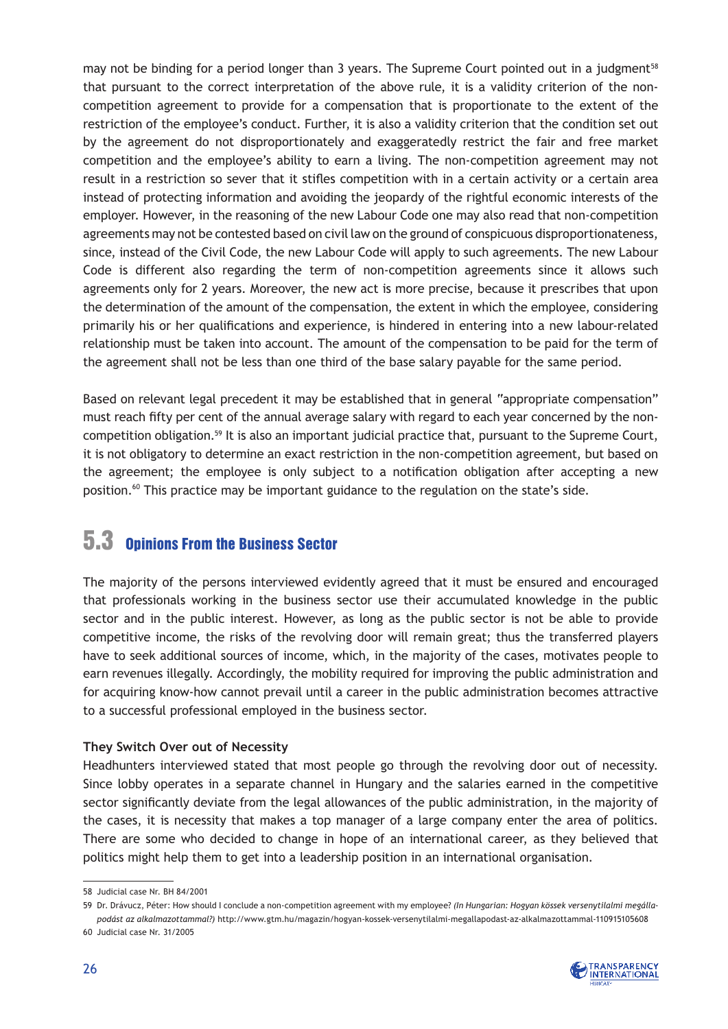may not be binding for a period longer than 3 years. The Supreme Court pointed out in a judgment[58] that pursuant to the correct interpretation of the above rule, it is a validity criterion of the non-competition agreement to provide for a compensation that is proportionate to the extent of the restriction of the employee's conduct. Further, it is also a validity criterion that the condition set out by the agreement do not disproportionately and exaggeratedly restrict the fair and free market competition and the employee's ability to earn a living. The non-competition agreement may not result in a restriction so sever that it stifles competition with in a certain activity or a certain area instead of protecting information and avoiding the jeopardy of the rightful economic interests of the employer. However, in the reasoning of the new Labour Code one may also read that non-competition agreements may not be contested based on civil law on the ground of conspicuous disproportionateness, since, instead of the Civil Code, the new Labour Code will apply to such agreements. The new Labour Code is different also regarding the term of non-competition agreements since it allows such agreements only for 2 years. Moreover, the new act is more precise, because it prescribes that upon the determination of the amount of the compensation, the extent in which the employee, considering primarily his or her qualifications and experience, is hindered in entering into a new labour-related relationship must be taken into account. The amount of the compensation to be paid for the term of the agreement shall not be less than one third of the base salary payable for the same period.

Based on relevant legal precedent it may be established that in general "appropriate compensation" must reach fifty per cent of the annual average salary with regard to each year concerned by the non-competition obligation.[59] It is also an important judicial practice that, pursuant to the Supreme Court, it is not obligatory to determine an exact restriction in the non-competition agreement, but based on the agreement; the employee is only subject to a notification obligation after accepting a new position.[60] This practice may be important guidance to the regulation on the state's side.

## 5.3 Opinions From the Business Sector

The majority of the persons interviewed evidently agreed that it must be ensured and encouraged that professionals working in the business sector use their accumulated knowledge in the public sector and in the public interest. However, as long as the public sector is not be able to provide competitive income, the risks of the revolving door will remain great; thus the transferred players have to seek additional sources of income, which, in the majority of the cases, motivates people to earn revenues illegally. Accordingly, the mobility required for improving the public administration and for acquiring know-how cannot prevail until a career in the public administration becomes attractive to a successful professional employed in the business sector.

**They Switch Over out of Necessity**

Headhunters interviewed stated that most people go through the revolving door out of necessity. Since lobby operates in a separate channel in Hungary and the salaries earned in the competitive sector significantly deviate from the legal allowances of the public administration, in the majority of the cases, it is necessity that makes a top manager of a large company enter the area of politics. There are some who decided to change in hope of an international career, as they believed that politics might help them to get into a leadership position in an international organisation.

---

58 Judicial case Nr. BH 84/2001

59 Dr. Drávucz, Péter: How should I conclude a non-competition agreement with my employee? *(In Hungarian: Hogyan kössek versenytilalmi megállapodást az alkalmazottammal?)* http://www.gtm.hu/magazin/hogyan-kossek-versenytilalmi-megallapodast-az-alkalmazottammal-110915105608

60 Judicial case Nr. 31/2005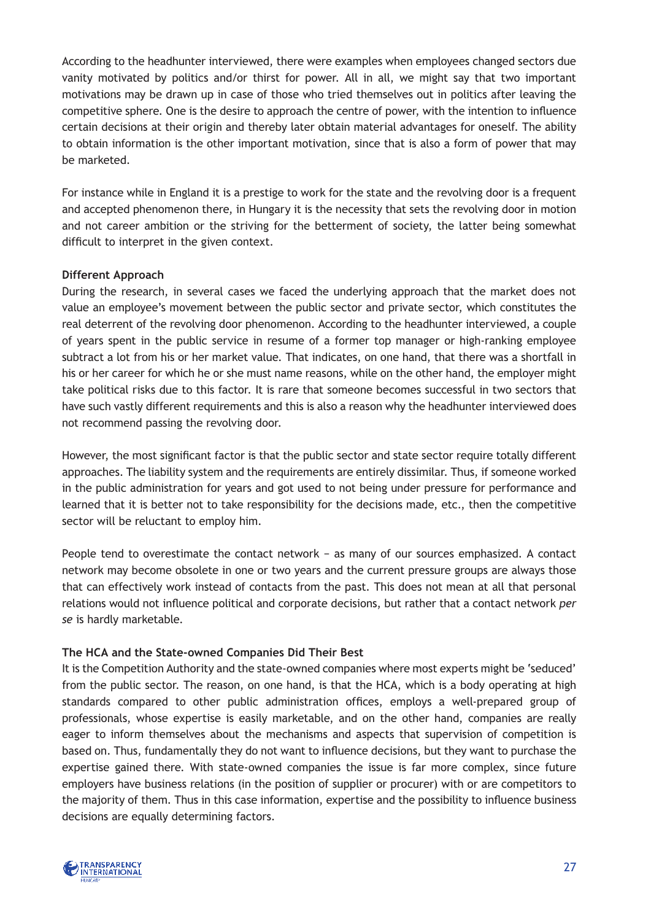According to the headhunter interviewed, there were examples when employees changed sectors due vanity motivated by politics and/or thirst for power. All in all, we might say that two important motivations may be drawn up in case of those who tried themselves out in politics after leaving the competitive sphere. One is the desire to approach the centre of power, with the intention to influence certain decisions at their origin and thereby later obtain material advantages for oneself. The ability to obtain information is the other important motivation, since that is also a form of power that may be marketed.

For instance while in England it is a prestige to work for the state and the revolving door is a frequent and accepted phenomenon there, in Hungary it is the necessity that sets the revolving door in motion and not career ambition or the striving for the betterment of society, the latter being somewhat difficult to interpret in the given context.

**Different Approach**

During the research, in several cases we faced the underlying approach that the market does not value an employee's movement between the public sector and private sector, which constitutes the real deterrent of the revolving door phenomenon. According to the headhunter interviewed, a couple of years spent in the public service in resume of a former top manager or high-ranking employee subtract a lot from his or her market value. That indicates, on one hand, that there was a shortfall in his or her career for which he or she must name reasons, while on the other hand, the employer might take political risks due to this factor. It is rare that someone becomes successful in two sectors that have such vastly different requirements and this is also a reason why the headhunter interviewed does not recommend passing the revolving door.

However, the most significant factor is that the public sector and state sector require totally different approaches. The liability system and the requirements are entirely dissimilar. Thus, if someone worked in the public administration for years and got used to not being under pressure for performance and learned that it is better not to take responsibility for the decisions made, etc., then the competitive sector will be reluctant to employ him.

People tend to overestimate the contact network – as many of our sources emphasized. A contact network may become obsolete in one or two years and the current pressure groups are always those that can effectively work instead of contacts from the past. This does not mean at all that personal relations would not influence political and corporate decisions, but rather that a contact network *per se* is hardly marketable.

**The HCA and the State-owned Companies Did Their Best**

It is the Competition Authority and the state-owned companies where most experts might be 'seduced' from the public sector. The reason, on one hand, is that the HCA, which is a body operating at high standards compared to other public administration offices, employs a well-prepared group of professionals, whose expertise is easily marketable, and on the other hand, companies are really eager to inform themselves about the mechanisms and aspects that supervision of competition is based on. Thus, fundamentally they do not want to influence decisions, but they want to purchase the expertise gained there. With state-owned companies the issue is far more complex, since future employers have business relations (in the position of supplier or procurer) with or are competitors to the majority of them. Thus in this case information, expertise and the possibility to influence business decisions are equally determining factors.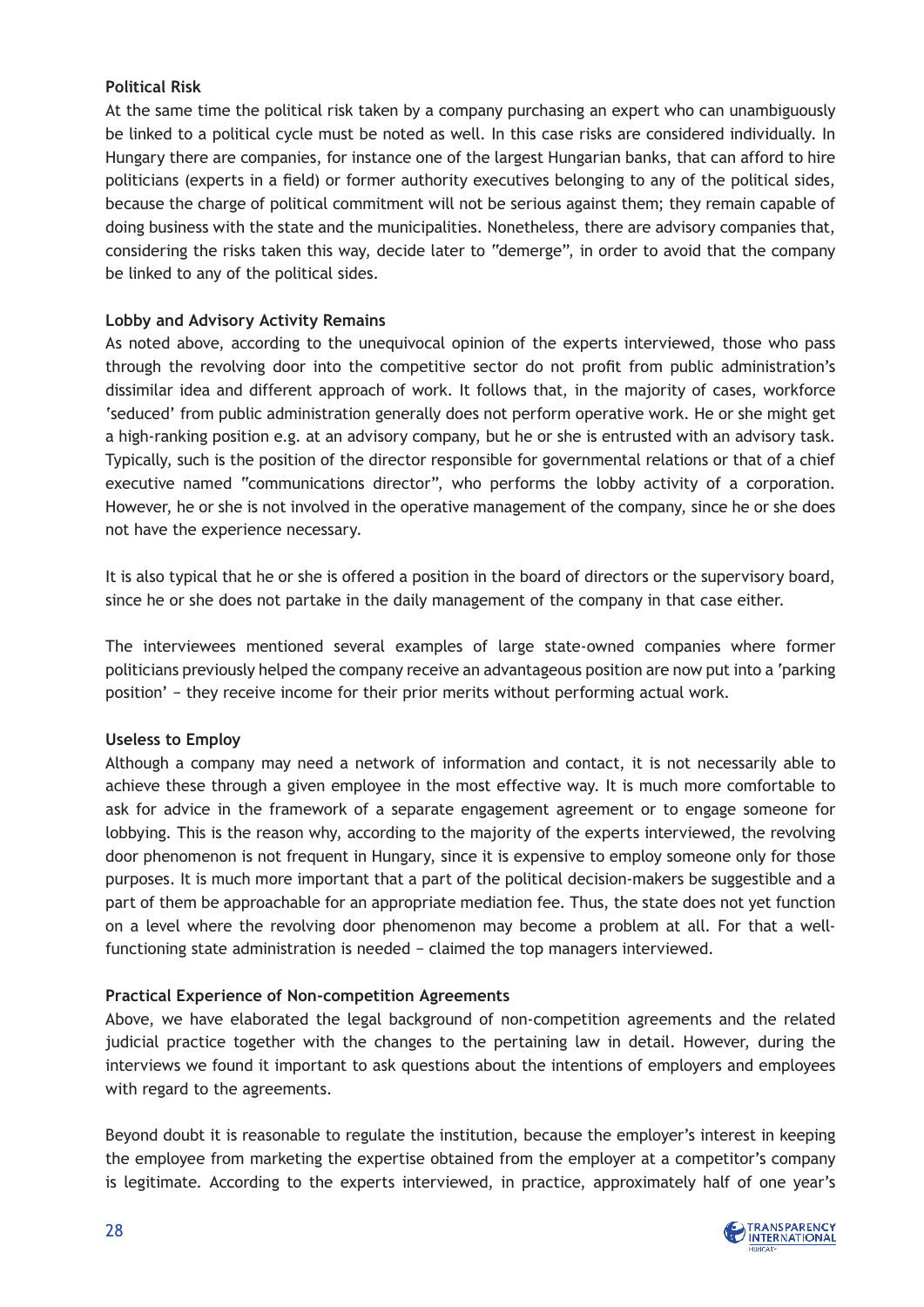**Political Risk**

At the same time the political risk taken by a company purchasing an expert who can unambiguously be linked to a political cycle must be noted as well. In this case risks are considered individually. In Hungary there are companies, for instance one of the largest Hungarian banks, that can afford to hire politicians (experts in a field) or former authority executives belonging to any of the political sides, because the charge of political commitment will not be serious against them; they remain capable of doing business with the state and the municipalities. Nonetheless, there are advisory companies that, considering the risks taken this way, decide later to "demerge", in order to avoid that the company be linked to any of the political sides.

**Lobby and Advisory Activity Remains**

As noted above, according to the unequivocal opinion of the experts interviewed, those who pass through the revolving door into the competitive sector do not profit from public administration's dissimilar idea and different approach of work. It follows that, in the majority of cases, workforce 'seduced' from public administration generally does not perform operative work. He or she might get a high-ranking position e.g. at an advisory company, but he or she is entrusted with an advisory task. Typically, such is the position of the director responsible for governmental relations or that of a chief executive named "communications director", who performs the lobby activity of a corporation. However, he or she is not involved in the operative management of the company, since he or she does not have the experience necessary.

It is also typical that he or she is offered a position in the board of directors or the supervisory board, since he or she does not partake in the daily management of the company in that case either.

The interviewees mentioned several examples of large state-owned companies where former politicians previously helped the company receive an advantageous position are now put into a 'parking position' – they receive income for their prior merits without performing actual work.

**Useless to Employ**

Although a company may need a network of information and contact, it is not necessarily able to achieve these through a given employee in the most effective way. It is much more comfortable to ask for advice in the framework of a separate engagement agreement or to engage someone for lobbying. This is the reason why, according to the majority of the experts interviewed, the revolving door phenomenon is not frequent in Hungary, since it is expensive to employ someone only for those purposes. It is much more important that a part of the political decision-makers be suggestible and a part of them be approachable for an appropriate mediation fee. Thus, the state does not yet function on a level where the revolving door phenomenon may become a problem at all. For that a well-functioning state administration is needed – claimed the top managers interviewed.

**Practical Experience of Non-competition Agreements**

Above, we have elaborated the legal background of non-competition agreements and the related judicial practice together with the changes to the pertaining law in detail. However, during the interviews we found it important to ask questions about the intentions of employers and employees with regard to the agreements.

Beyond doubt it is reasonable to regulate the institution, because the employer's interest in keeping the employee from marketing the expertise obtained from the employer at a competitor's company is legitimate. According to the experts interviewed, in practice, approximately half of one year's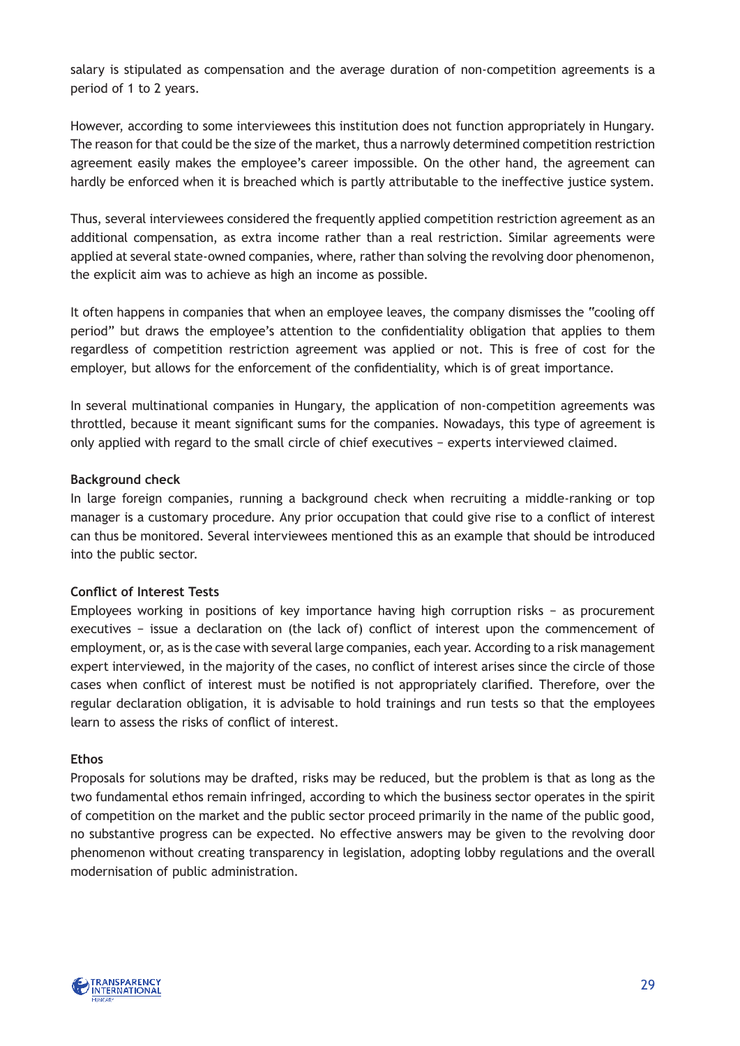salary is stipulated as compensation and the average duration of non-competition agreements is a period of 1 to 2 years.

However, according to some interviewees this institution does not function appropriately in Hungary. The reason for that could be the size of the market, thus a narrowly determined competition restriction agreement easily makes the employee's career impossible. On the other hand, the agreement can hardly be enforced when it is breached which is partly attributable to the ineffective justice system.

Thus, several interviewees considered the frequently applied competition restriction agreement as an additional compensation, as extra income rather than a real restriction. Similar agreements were applied at several state-owned companies, where, rather than solving the revolving door phenomenon, the explicit aim was to achieve as high an income as possible.

It often happens in companies that when an employee leaves, the company dismisses the "cooling off period" but draws the employee's attention to the confidentiality obligation that applies to them regardless of competition restriction agreement was applied or not. This is free of cost for the employer, but allows for the enforcement of the confidentiality, which is of great importance.

In several multinational companies in Hungary, the application of non-competition agreements was throttled, because it meant significant sums for the companies. Nowadays, this type of agreement is only applied with regard to the small circle of chief executives – experts interviewed claimed.

**Background check**

In large foreign companies, running a background check when recruiting a middle-ranking or top manager is a customary procedure. Any prior occupation that could give rise to a conflict of interest can thus be monitored. Several interviewees mentioned this as an example that should be introduced into the public sector.

**Conflict of Interest Tests**

Employees working in positions of key importance having high corruption risks – as procurement executives – issue a declaration on (the lack of) conflict of interest upon the commencement of employment, or, as is the case with several large companies, each year. According to a risk management expert interviewed, in the majority of the cases, no conflict of interest arises since the circle of those cases when conflict of interest must be notified is not appropriately clarified. Therefore, over the regular declaration obligation, it is advisable to hold trainings and run tests so that the employees learn to assess the risks of conflict of interest.

**Ethos**

Proposals for solutions may be drafted, risks may be reduced, but the problem is that as long as the two fundamental ethos remain infringed, according to which the business sector operates in the spirit of competition on the market and the public sector proceed primarily in the name of the public good, no substantive progress can be expected. No effective answers may be given to the revolving door phenomenon without creating transparency in legislation, adopting lobby regulations and the overall modernisation of public administration.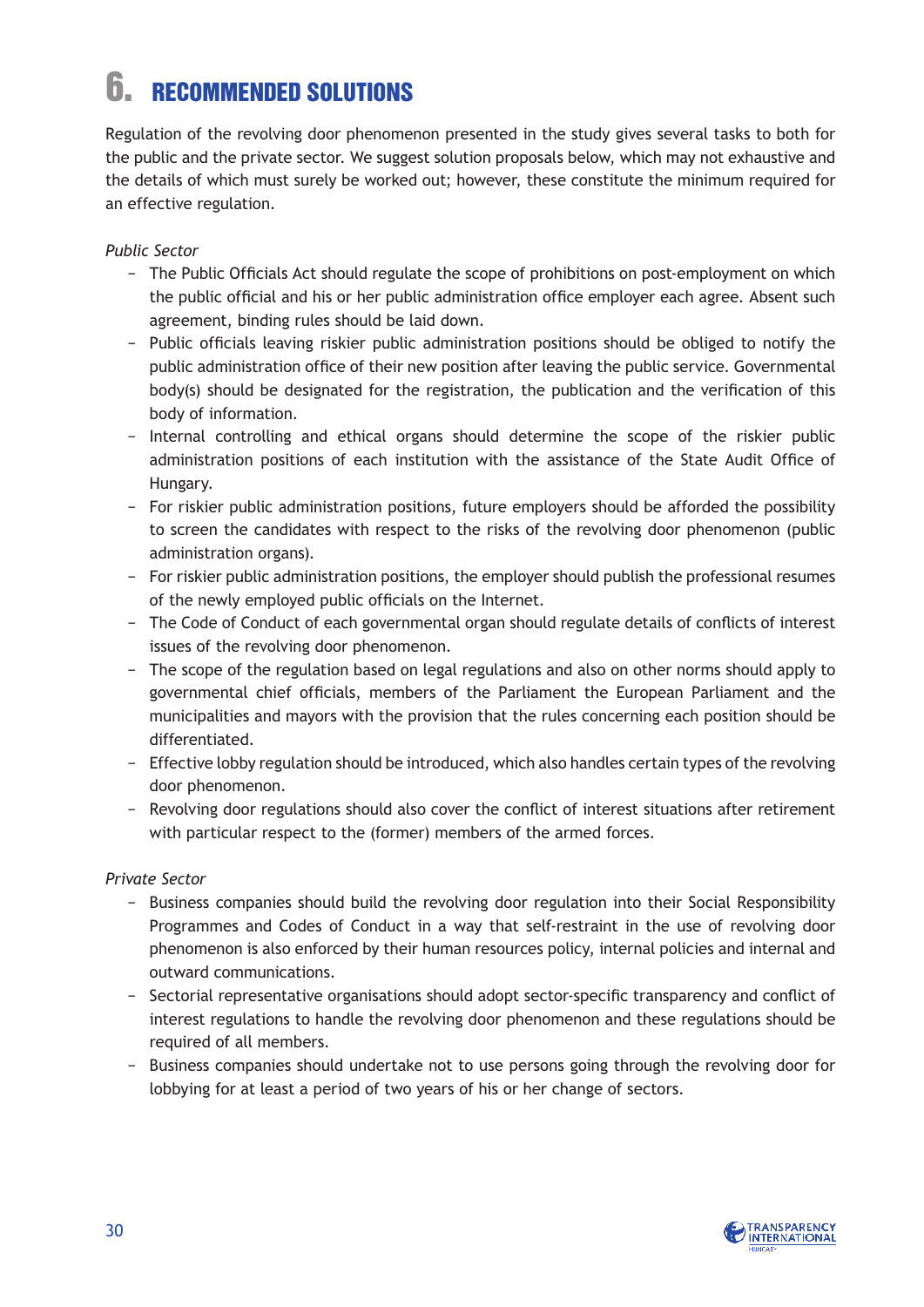# 6. RECOMMENDED SOLUTIONS

Regulation of the revolving door phenomenon presented in the study gives several tasks to both for the public and the private sector. We suggest solution proposals below, which may not exhaustive and the details of which must surely be worked out; however, these constitute the minimum required for an effective regulation.

*Public Sector*

- The Public Officials Act should regulate the scope of prohibitions on post-employment on which the public official and his or her public administration office employer each agree. Absent such agreement, binding rules should be laid down.
- Public officials leaving riskier public administration positions should be obliged to notify the public administration office of their new position after leaving the public service. Governmental body(s) should be designated for the registration, the publication and the verification of this body of information.
- Internal controlling and ethical organs should determine the scope of the riskier public administration positions of each institution with the assistance of the State Audit Office of Hungary.
- For riskier public administration positions, future employers should be afforded the possibility to screen the candidates with respect to the risks of the revolving door phenomenon (public administration organs).
- For riskier public administration positions, the employer should publish the professional resumes of the newly employed public officials on the Internet.
- The Code of Conduct of each governmental organ should regulate details of conflicts of interest issues of the revolving door phenomenon.
- The scope of the regulation based on legal regulations and also on other norms should apply to governmental chief officials, members of the Parliament the European Parliament and the municipalities and mayors with the provision that the rules concerning each position should be differentiated.
- Effective lobby regulation should be introduced, which also handles certain types of the revolving door phenomenon.
- Revolving door regulations should also cover the conflict of interest situations after retirement with particular respect to the (former) members of the armed forces.

*Private Sector*

- Business companies should build the revolving door regulation into their Social Responsibility Programmes and Codes of Conduct in a way that self-restraint in the use of revolving door phenomenon is also enforced by their human resources policy, internal policies and internal and outward communications.
- Sectorial representative organisations should adopt sector-specific transparency and conflict of interest regulations to handle the revolving door phenomenon and these regulations should be required of all members.
- Business companies should undertake not to use persons going through the revolving door for lobbying for at least a period of two years of his or her change of sectors.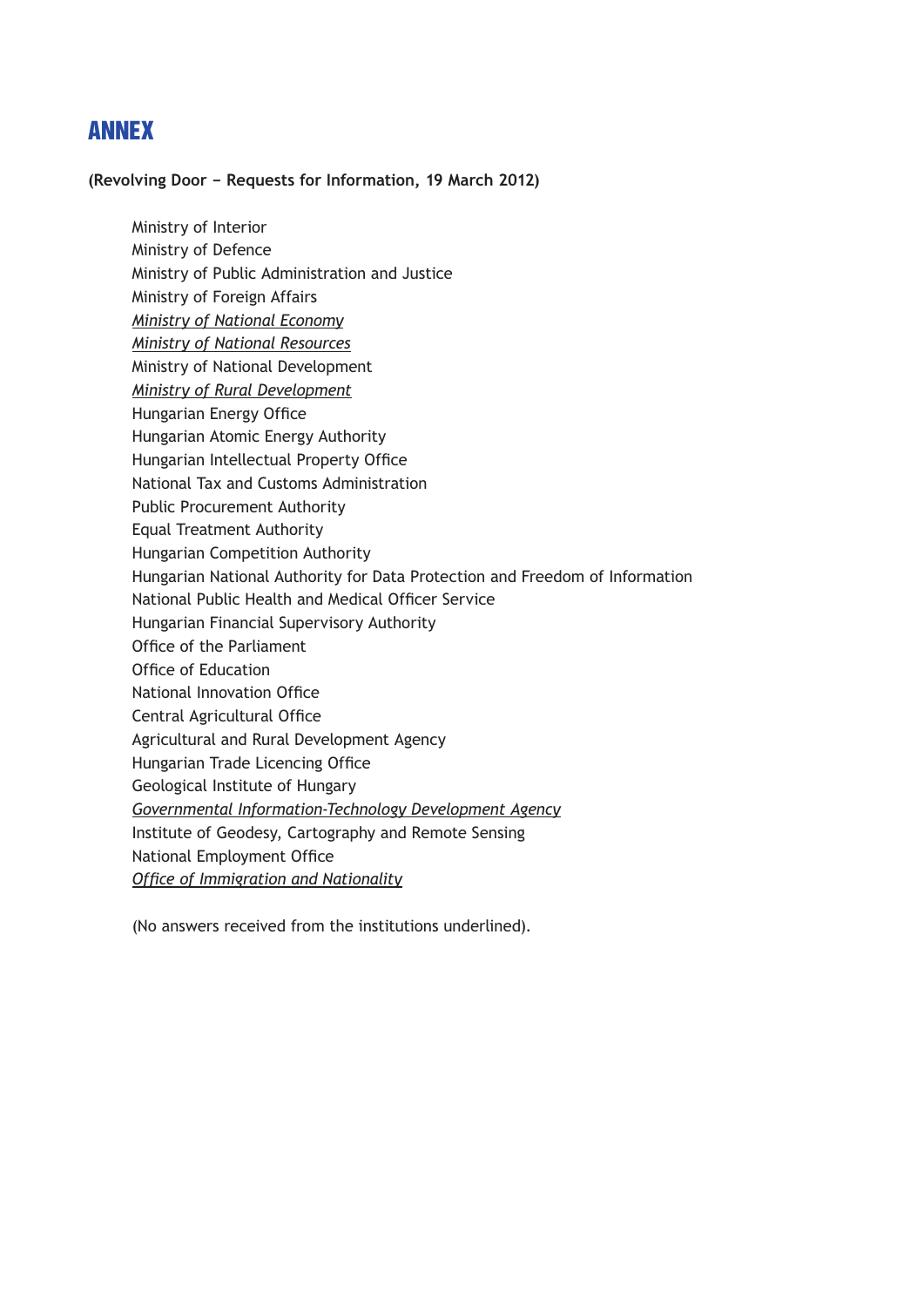# ANNEX

**(Revolving Door – Requests for Information, 19 March 2012)**

Ministry of Interior
Ministry of Defence
Ministry of Public Administration and Justice
Ministry of Foreign Affairs
*<u>Ministry of National Economy</u>*
*<u>Ministry of National Resources</u>*
Ministry of National Development
*<u>Ministry of Rural Development</u>*
Hungarian Energy Office
Hungarian Atomic Energy Authority
Hungarian Intellectual Property Office
National Tax and Customs Administration
Public Procurement Authority
Equal Treatment Authority
Hungarian Competition Authority
Hungarian National Authority for Data Protection and Freedom of Information
National Public Health and Medical Officer Service
Hungarian Financial Supervisory Authority
Office of the Parliament
Office of Education
National Innovation Office
Central Agricultural Office
Agricultural and Rural Development Agency
Hungarian Trade Licencing Office
Geological Institute of Hungary
*<u>Governmental Information-Technology Development Agency</u>*
Institute of Geodesy, Cartography and Remote Sensing
National Employment Office
*<u>Office of Immigration and Nationality</u>*

(No answers received from the institutions underlined).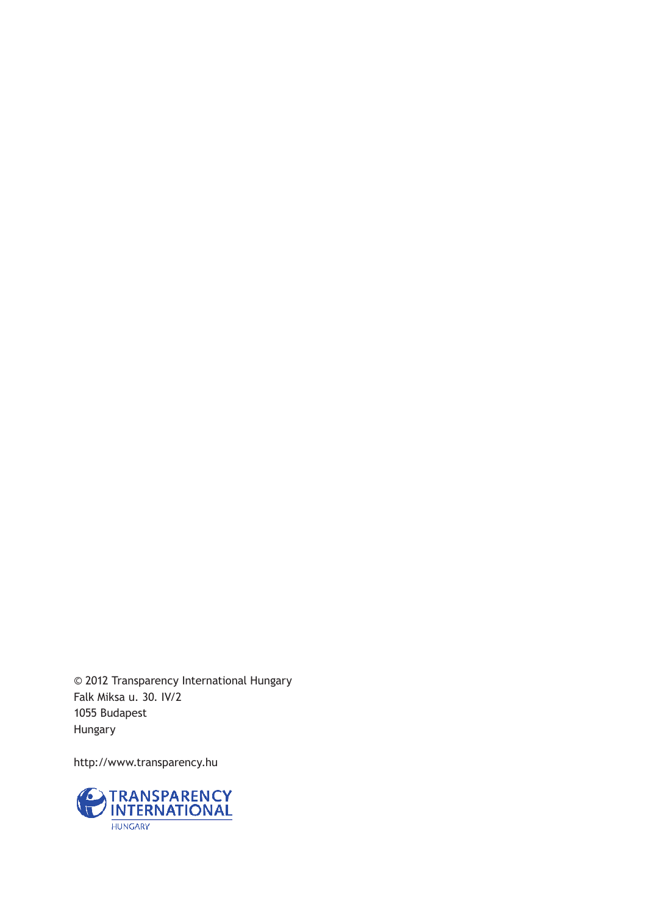© 2012 Transparency International Hungary
Falk Miksa u. 30. IV/2
1055 Budapest
Hungary

http://www.transparency.hu

TRANSPARENCY INTERNATIONAL
HUNGARY